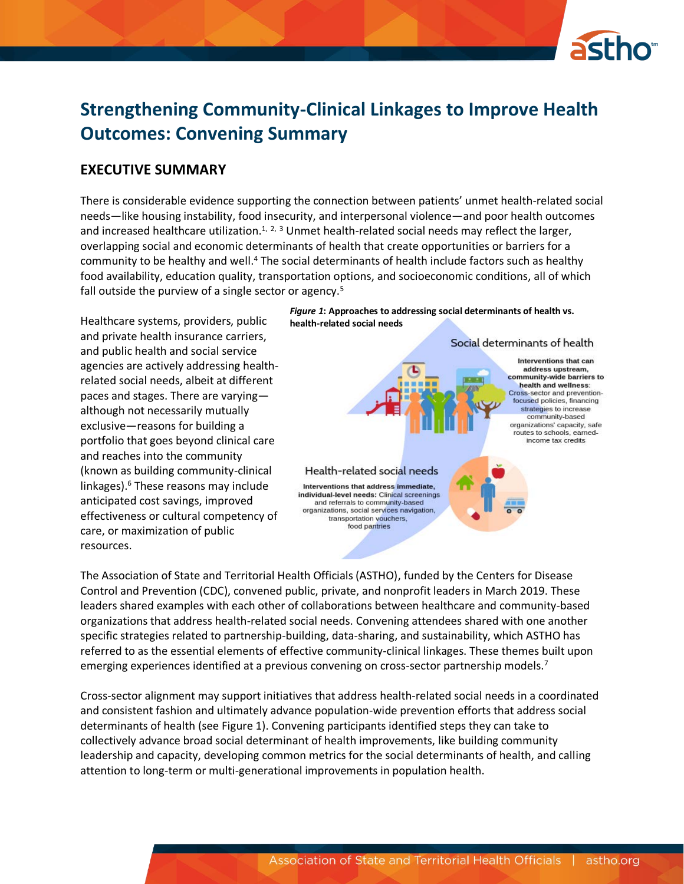# Strengthening Community-Clinical Linkages to Improve Health Outcomes: Convening Summary

## EXECUTIVE SUMMARY

There is considerable evidence supporting the connection between patients' unmet health-related social needs—like housing instability, food insecurity, and interpersonal violence—and poor health outcomes and increased healthcare utilization.[1, 2, 3] Unmet health-related social needs may reflect the larger, overlapping social and economic determinants of health that create opportunities or barriers for a community to be healthy and well.[4] The social determinants of health include factors such as healthy food availability, education quality, transportation options, and socioeconomic conditions, all of which fall outside the purview of a single sector or agency.[5]

Healthcare systems, providers, public and private health insurance carriers, and public health and social service agencies are actively addressing health-related social needs, albeit at different paces and stages. There are varying—although not necessarily mutually exclusive—reasons for building a portfolio that goes beyond clinical care and reaches into the community (known as building community-clinical linkages).[6] These reasons may include anticipated cost savings, improved effectiveness or cultural competency of care, or maximization of public resources.

***Figure 1*: Approaches to addressing social determinants of health vs. health-related social needs**

Social determinants of health

**Interventions that can address upstream, community-wide barriers to health and wellness**: Cross-sector and prevention-focused policies, financing strategies to increase community-based organizations' capacity, safe routes to schools, earned-income tax credits

Health-related social needs

**Interventions that address immediate, individual-level needs:** Clinical screenings and referrals to community-based organizations, social services navigation, transportation vouchers, food pantries

The Association of State and Territorial Health Officials (ASTHO), funded by the Centers for Disease Control and Prevention (CDC), convened public, private, and nonprofit leaders in March 2019. These leaders shared examples with each other of collaborations between healthcare and community-based organizations that address health-related social needs. Convening attendees shared with one another specific strategies related to partnership-building, data-sharing, and sustainability, which ASTHO has referred to as the essential elements of effective community-clinical linkages. These themes built upon emerging experiences identified at a previous convening on cross-sector partnership models.[7]

Cross-sector alignment may support initiatives that address health-related social needs in a coordinated and consistent fashion and ultimately advance population-wide prevention efforts that address social determinants of health (see Figure 1). Convening participants identified steps they can take to collectively advance broad social determinant of health improvements, like building community leadership and capacity, developing common metrics for the social determinants of health, and calling attention to long-term or multi-generational improvements in population health.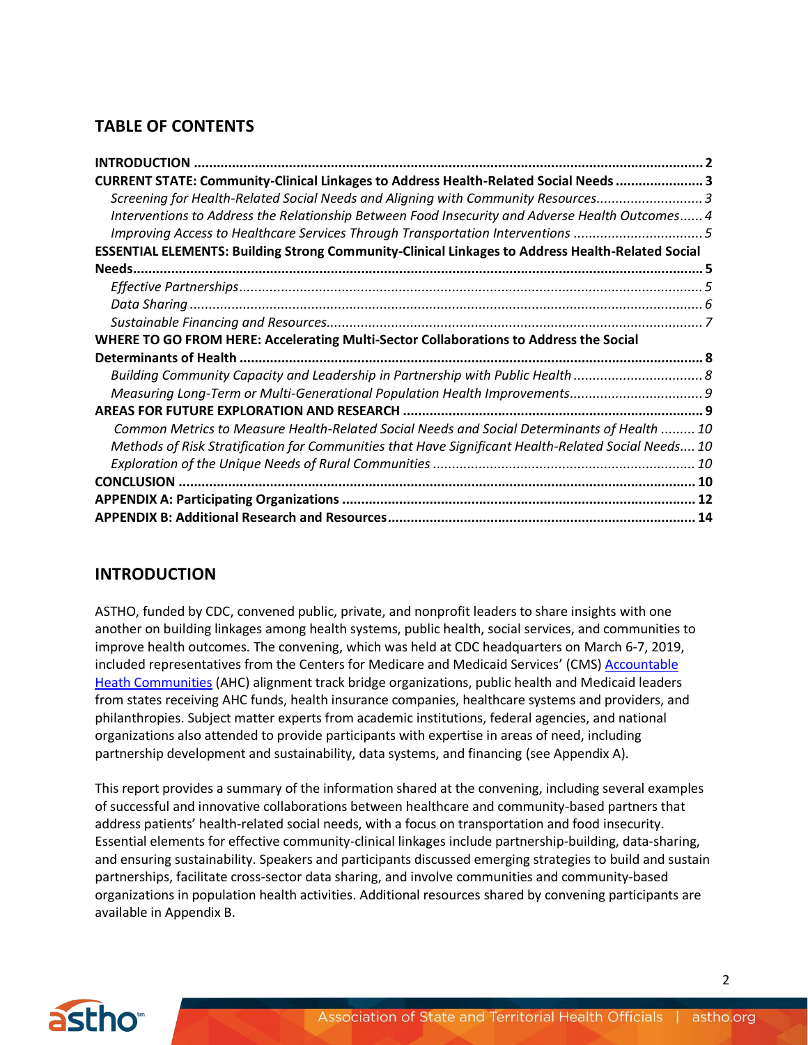## TABLE OF CONTENTS

**INTRODUCTION** ..... **2**

**CURRENT STATE: Community-Clinical Linkages to Address Health-Related Social Needs** ..... **3**

*Screening for Health-Related Social Needs and Aligning with Community Resources* ..... *3*

*Interventions to Address the Relationship Between Food Insecurity and Adverse Health Outcomes* ..... *4*

*Improving Access to Healthcare Services Through Transportation Interventions* ..... *5*

**ESSENTIAL ELEMENTS: Building Strong Community-Clinical Linkages to Address Health-Related Social Needs** ..... **5**

*Effective Partnerships* ..... *5*

*Data Sharing* ..... *6*

*Sustainable Financing and Resources* ..... *7*

**WHERE TO GO FROM HERE: Accelerating Multi-Sector Collaborations to Address the Social Determinants of Health** ..... **8**

*Building Community Capacity and Leadership in Partnership with Public Health* ..... *8*

*Measuring Long-Term or Multi-Generational Population Health Improvements* ..... *9*

**AREAS FOR FUTURE EXPLORATION AND RESEARCH** ..... **9**

*Common Metrics to Measure Health-Related Social Needs and Social Determinants of Health* ..... *10*

*Methods of Risk Stratification for Communities that Have Significant Health-Related Social Needs* ..... *10*

*Exploration of the Unique Needs of Rural Communities* ..... *10*

**CONCLUSION** ..... **10**

**APPENDIX A: Participating Organizations** ..... **12**

**APPENDIX B: Additional Research and Resources** ..... **14**

## INTRODUCTION

ASTHO, funded by CDC, convened public, private, and nonprofit leaders to share insights with one another on building linkages among health systems, public health, social services, and communities to improve health outcomes. The convening, which was held at CDC headquarters on March 6-7, 2019, included representatives from the Centers for Medicare and Medicaid Services' (CMS) Accountable Heath Communities (AHC) alignment track bridge organizations, public health and Medicaid leaders from states receiving AHC funds, health insurance companies, healthcare systems and providers, and philanthropies. Subject matter experts from academic institutions, federal agencies, and national organizations also attended to provide participants with expertise in areas of need, including partnership development and sustainability, data systems, and financing (see Appendix A).

This report provides a summary of the information shared at the convening, including several examples of successful and innovative collaborations between healthcare and community-based partners that address patients' health-related social needs, with a focus on transportation and food insecurity. Essential elements for effective community-clinical linkages include partnership-building, data-sharing, and ensuring sustainability. Speakers and participants discussed emerging strategies to build and sustain partnerships, facilitate cross-sector data sharing, and involve communities and community-based organizations in population health activities. Additional resources shared by convening participants are available in Appendix B.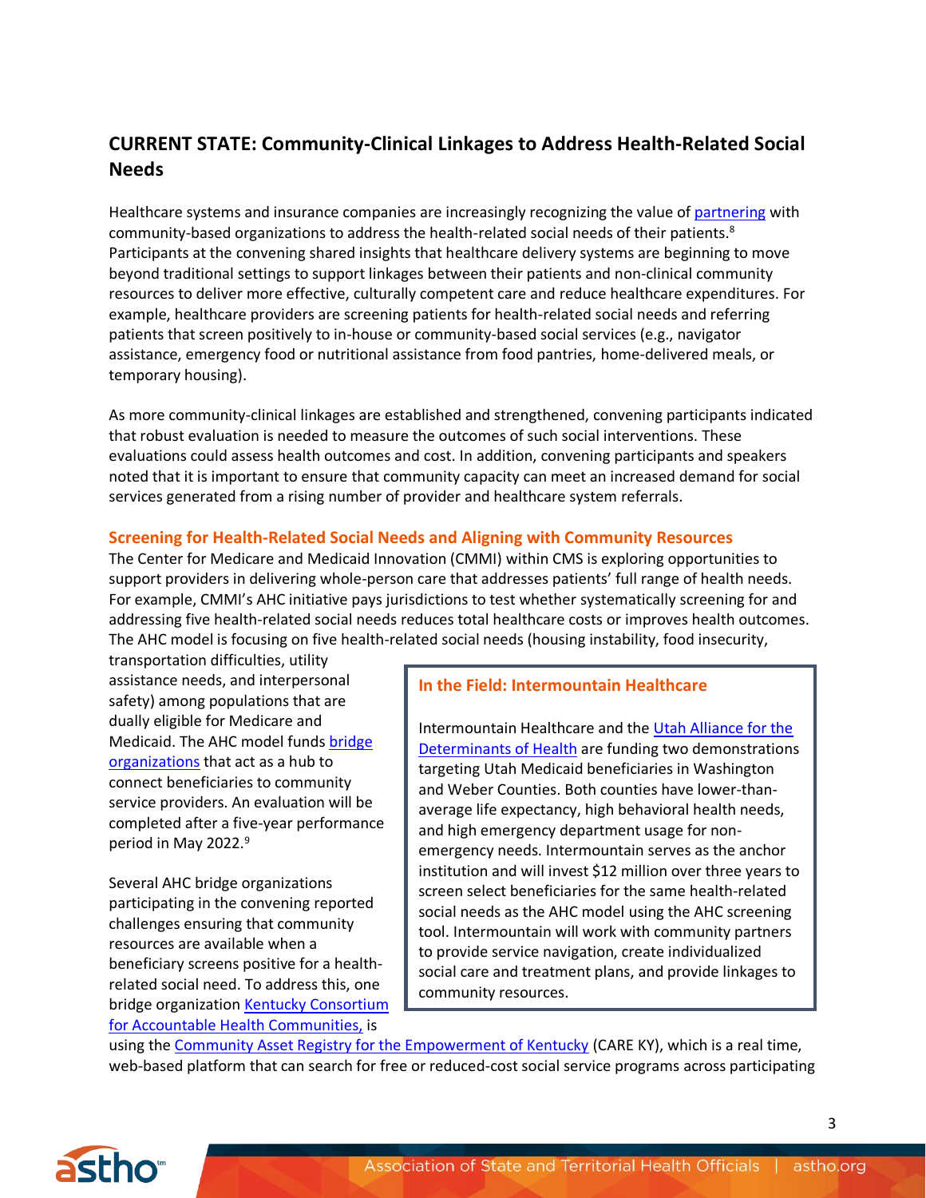## CURRENT STATE: Community-Clinical Linkages to Address Health-Related Social Needs

Healthcare systems and insurance companies are increasingly recognizing the value of partnering with community-based organizations to address the health-related social needs of their patients.[8] Participants at the convening shared insights that healthcare delivery systems are beginning to move beyond traditional settings to support linkages between their patients and non-clinical community resources to deliver more effective, culturally competent care and reduce healthcare expenditures. For example, healthcare providers are screening patients for health-related social needs and referring patients that screen positively to in-house or community-based social services (e.g., navigator assistance, emergency food or nutritional assistance from food pantries, home-delivered meals, or temporary housing).

As more community-clinical linkages are established and strengthened, convening participants indicated that robust evaluation is needed to measure the outcomes of such social interventions. These evaluations could assess health outcomes and cost. In addition, convening participants and speakers noted that it is important to ensure that community capacity can meet an increased demand for social services generated from a rising number of provider and healthcare system referrals.

### Screening for Health-Related Social Needs and Aligning with Community Resources

The Center for Medicare and Medicaid Innovation (CMMI) within CMS is exploring opportunities to support providers in delivering whole-person care that addresses patients' full range of health needs. For example, CMMI's AHC initiative pays jurisdictions to test whether systematically screening for and addressing five health-related social needs reduces total healthcare costs or improves health outcomes. The AHC model is focusing on five health-related social needs (housing instability, food insecurity, transportation difficulties, utility assistance needs, and interpersonal safety) among populations that are dually eligible for Medicare and Medicaid. The AHC model funds bridge organizations that act as a hub to connect beneficiaries to community service providers. An evaluation will be completed after a five-year performance period in May 2022.[9]

Several AHC bridge organizations participating in the convening reported challenges ensuring that community resources are available when a beneficiary screens positive for a health-related social need. To address this, one bridge organization Kentucky Consortium for Accountable Health Communities, is using the Community Asset Registry for the Empowerment of Kentucky (CARE KY), which is a real time, web-based platform that can search for free or reduced-cost social service programs across participating

> **In the Field: Intermountain Healthcare**
>
> Intermountain Healthcare and the Utah Alliance for the Determinants of Health are funding two demonstrations targeting Utah Medicaid beneficiaries in Washington and Weber Counties. Both counties have lower-than-average life expectancy, high behavioral health needs, and high emergency department usage for non-emergency needs. Intermountain serves as the anchor institution and will invest $12 million over three years to screen select beneficiaries for the same health-related social needs as the AHC model using the AHC screening tool. Intermountain will work with community partners to provide service navigation, create individualized social care and treatment plans, and provide linkages to community resources.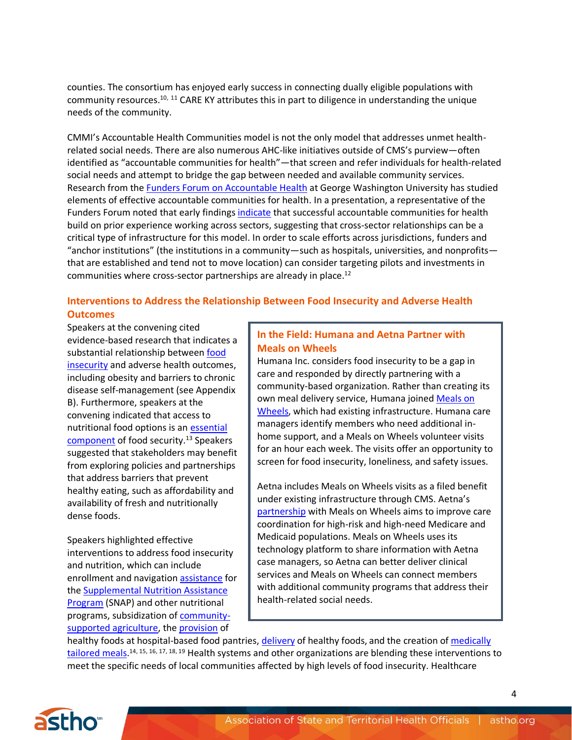counties. The consortium has enjoyed early success in connecting dually eligible populations with community resources.[10, 11] CARE KY attributes this in part to diligence in understanding the unique needs of the community.

CMMI's Accountable Health Communities model is not the only model that addresses unmet health-related social needs. There are also numerous AHC-like initiatives outside of CMS's purview—often identified as "accountable communities for health"—that screen and refer individuals for health-related social needs and attempt to bridge the gap between needed and available community services. Research from the Funders Forum on Accountable Health at George Washington University has studied elements of effective accountable communities for health. In a presentation, a representative of the Funders Forum noted that early findings indicate that successful accountable communities for health build on prior experience working across sectors, suggesting that cross-sector relationships can be a critical type of infrastructure for this model. In order to scale efforts across jurisdictions, funders and "anchor institutions" (the institutions in a community—such as hospitals, universities, and nonprofits—that are established and tend not to move location) can consider targeting pilots and investments in communities where cross-sector partnerships are already in place.[12]

### Interventions to Address the Relationship Between Food Insecurity and Adverse Health Outcomes

Speakers at the convening cited evidence-based research that indicates a substantial relationship between food insecurity and adverse health outcomes, including obesity and barriers to chronic disease self-management (see Appendix B). Furthermore, speakers at the convening indicated that access to nutritional food options is an essential component of food security.[13] Speakers suggested that stakeholders may benefit from exploring policies and partnerships that address barriers that prevent healthy eating, such as affordability and availability of fresh and nutritionally dense foods.

Speakers highlighted effective interventions to address food insecurity and nutrition, which can include enrollment and navigation assistance for the Supplemental Nutrition Assistance Program (SNAP) and other nutritional programs, subsidization of community-supported agriculture, the provision of healthy foods at hospital-based food pantries, delivery of healthy foods, and the creation of medically tailored meals.[14, 15, 16, 17, 18, 19] Health systems and other organizations are blending these interventions to meet the specific needs of local communities affected by high levels of food insecurity. Healthcare

> **In the Field: Humana and Aetna Partner with Meals on Wheels**
>
> Humana Inc. considers food insecurity to be a gap in care and responded by directly partnering with a community-based organization. Rather than creating its own meal delivery service, Humana joined Meals on Wheels, which had existing infrastructure. Humana care managers identify members who need additional in-home support, and a Meals on Wheels volunteer visits for an hour each week. The visits offer an opportunity to screen for food insecurity, loneliness, and safety issues.
>
> Aetna includes Meals on Wheels visits as a filed benefit under existing infrastructure through CMS. Aetna's partnership with Meals on Wheels aims to improve care coordination for high-risk and high-need Medicare and Medicaid populations. Meals on Wheels uses its technology platform to share information with Aetna case managers, so Aetna can better deliver clinical services and Meals on Wheels can connect members with additional community programs that address their health-related social needs.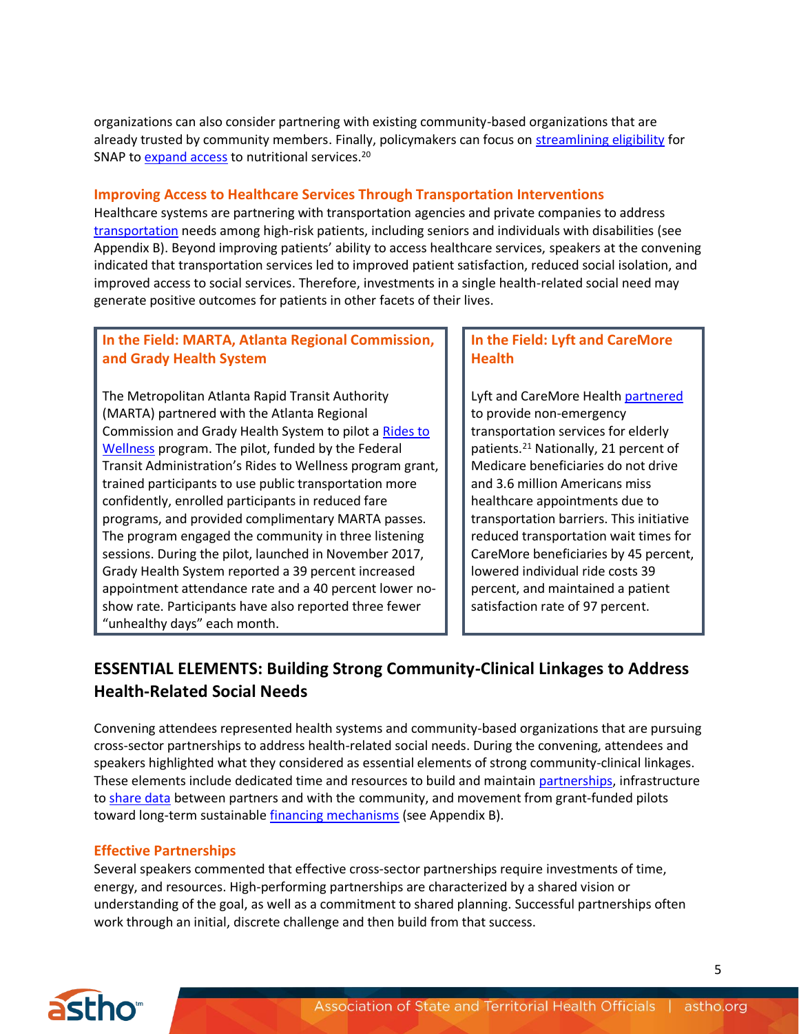organizations can also consider partnering with existing community-based organizations that are already trusted by community members. Finally, policymakers can focus on streamlining eligibility for SNAP to expand access to nutritional services.[20]

### Improving Access to Healthcare Services Through Transportation Interventions

Healthcare systems are partnering with transportation agencies and private companies to address transportation needs among high-risk patients, including seniors and individuals with disabilities (see Appendix B). Beyond improving patients' ability to access healthcare services, speakers at the convening indicated that transportation services led to improved patient satisfaction, reduced social isolation, and improved access to social services. Therefore, investments in a single health-related social need may generate positive outcomes for patients in other facets of their lives.

#### In the Field: MARTA, Atlanta Regional Commission, and Grady Health System

The Metropolitan Atlanta Rapid Transit Authority (MARTA) partnered with the Atlanta Regional Commission and Grady Health System to pilot a Rides to Wellness program. The pilot, funded by the Federal Transit Administration's Rides to Wellness program grant, trained participants to use public transportation more confidently, enrolled participants in reduced fare programs, and provided complimentary MARTA passes. The program engaged the community in three listening sessions. During the pilot, launched in November 2017, Grady Health System reported a 39 percent increased appointment attendance rate and a 40 percent lower no-show rate. Participants have also reported three fewer "unhealthy days" each month.

#### In the Field: Lyft and CareMore Health

Lyft and CareMore Health partnered to provide non-emergency transportation services for elderly patients.[21] Nationally, 21 percent of Medicare beneficiaries do not drive and 3.6 million Americans miss healthcare appointments due to transportation barriers. This initiative reduced transportation wait times for CareMore beneficiaries by 45 percent, lowered individual ride costs 39 percent, and maintained a patient satisfaction rate of 97 percent.

## ESSENTIAL ELEMENTS: Building Strong Community-Clinical Linkages to Address Health-Related Social Needs

Convening attendees represented health systems and community-based organizations that are pursuing cross-sector partnerships to address health-related social needs. During the convening, attendees and speakers highlighted what they considered as essential elements of strong community-clinical linkages. These elements include dedicated time and resources to build and maintain partnerships, infrastructure to share data between partners and with the community, and movement from grant-funded pilots toward long-term sustainable financing mechanisms (see Appendix B).

### Effective Partnerships

Several speakers commented that effective cross-sector partnerships require investments of time, energy, and resources. High-performing partnerships are characterized by a shared vision or understanding of the goal, as well as a commitment to shared planning. Successful partnerships often work through an initial, discrete challenge and then build from that success.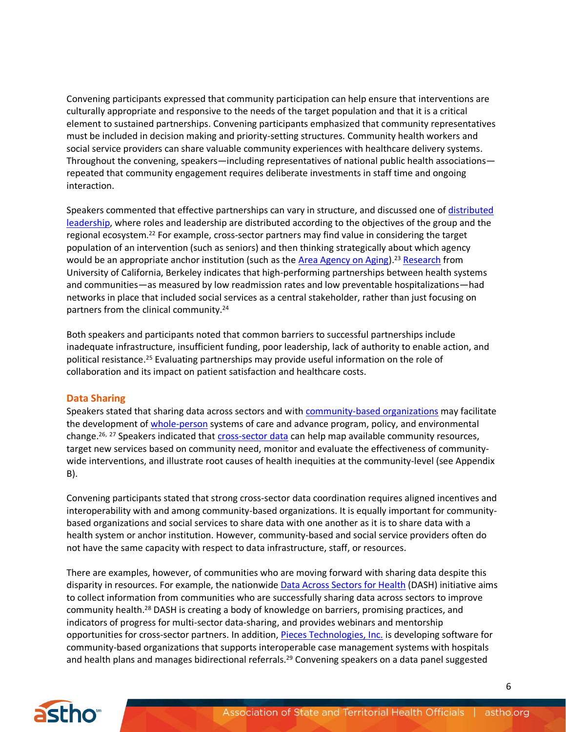Convening participants expressed that community participation can help ensure that interventions are culturally appropriate and responsive to the needs of the target population and that it is a critical element to sustained partnerships. Convening participants emphasized that community representatives must be included in decision making and priority-setting structures. Community health workers and social service providers can share valuable community experiences with healthcare delivery systems. Throughout the convening, speakers—including representatives of national public health associations—repeated that community engagement requires deliberate investments in staff time and ongoing interaction.

Speakers commented that effective partnerships can vary in structure, and discussed one of distributed leadership, where roles and leadership are distributed according to the objectives of the group and the regional ecosystem.[22] For example, cross-sector partners may find value in considering the target population of an intervention (such as seniors) and then thinking strategically about which agency would be an appropriate anchor institution (such as the Area Agency on Aging).[23] Research from University of California, Berkeley indicates that high-performing partnerships between health systems and communities—as measured by low readmission rates and low preventable hospitalizations—had networks in place that included social services as a central stakeholder, rather than just focusing on partners from the clinical community.[24]

Both speakers and participants noted that common barriers to successful partnerships include inadequate infrastructure, insufficient funding, poor leadership, lack of authority to enable action, and political resistance.[25] Evaluating partnerships may provide useful information on the role of collaboration and its impact on patient satisfaction and healthcare costs.

## Data Sharing

Speakers stated that sharing data across sectors and with community-based organizations may facilitate the development of whole-person systems of care and advance program, policy, and environmental change.[26, 27] Speakers indicated that cross-sector data can help map available community resources, target new services based on community need, monitor and evaluate the effectiveness of community-wide interventions, and illustrate root causes of health inequities at the community-level (see Appendix B).

Convening participants stated that strong cross-sector data coordination requires aligned incentives and interoperability with and among community-based organizations. It is equally important for community-based organizations and social services to share data with one another as it is to share data with a health system or anchor institution. However, community-based and social service providers often do not have the same capacity with respect to data infrastructure, staff, or resources.

There are examples, however, of communities who are moving forward with sharing data despite this disparity in resources. For example, the nationwide Data Across Sectors for Health (DASH) initiative aims to collect information from communities who are successfully sharing data across sectors to improve community health.[28] DASH is creating a body of knowledge on barriers, promising practices, and indicators of progress for multi-sector data-sharing, and provides webinars and mentorship opportunities for cross-sector partners. In addition, Pieces Technologies, Inc. is developing software for community-based organizations that supports interoperable case management systems with hospitals and health plans and manages bidirectional referrals.[29] Convening speakers on a data panel suggested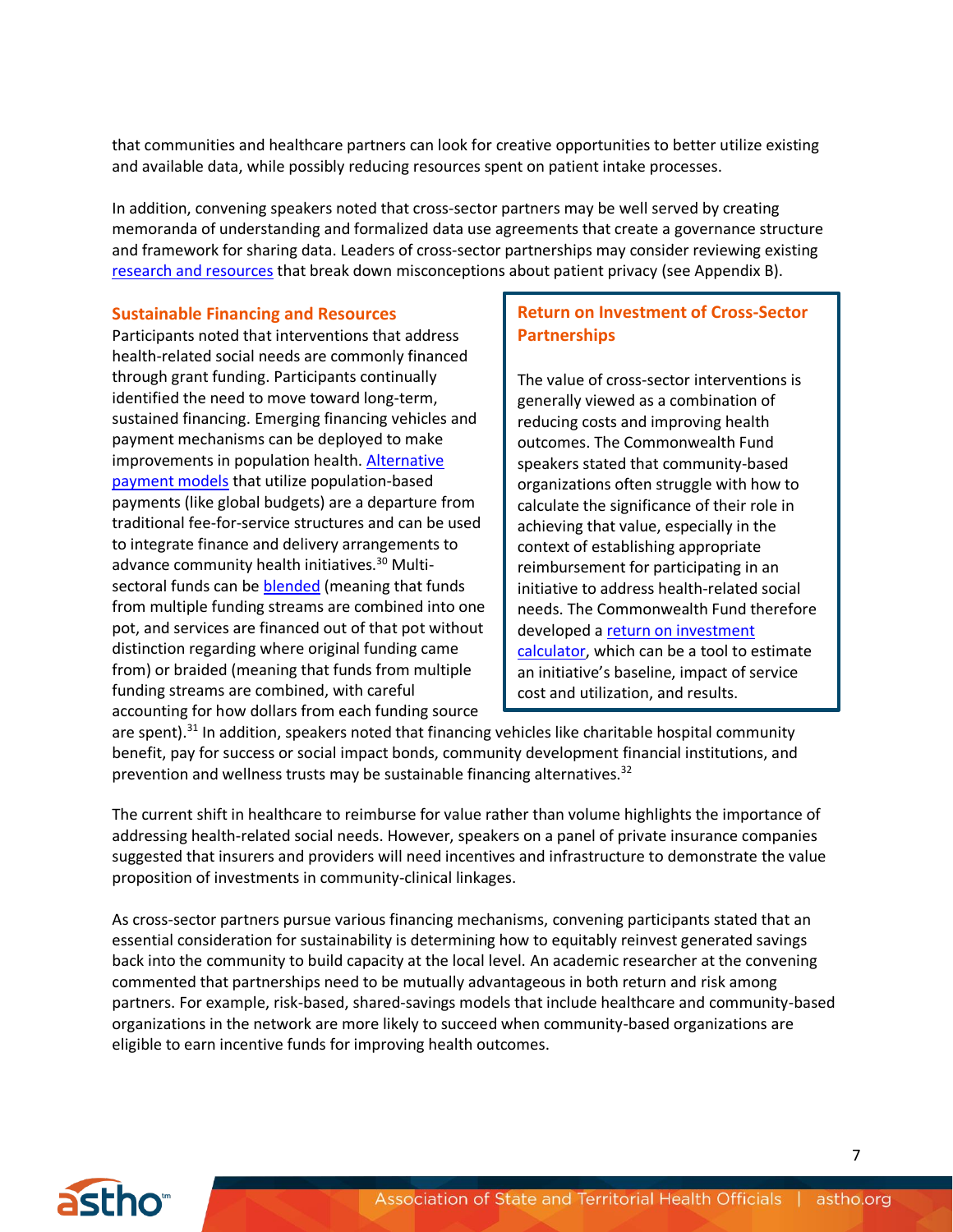that communities and healthcare partners can look for creative opportunities to better utilize existing and available data, while possibly reducing resources spent on patient intake processes.

In addition, convening speakers noted that cross-sector partners may be well served by creating memoranda of understanding and formalized data use agreements that create a governance structure and framework for sharing data. Leaders of cross-sector partnerships may consider reviewing existing research and resources that break down misconceptions about patient privacy (see Appendix B).

### Sustainable Financing and Resources

Participants noted that interventions that address health-related social needs are commonly financed through grant funding. Participants continually identified the need to move toward long-term, sustained financing. Emerging financing vehicles and payment mechanisms can be deployed to make improvements in population health. Alternative payment models that utilize population-based payments (like global budgets) are a departure from traditional fee-for-service structures and can be used to integrate finance and delivery arrangements to advance community health initiatives.[30] Multi-sectoral funds can be blended (meaning that funds from multiple funding streams are combined into one pot, and services are financed out of that pot without distinction regarding where original funding came from) or braided (meaning that funds from multiple funding streams are combined, with careful accounting for how dollars from each funding source are spent).[31] In addition, speakers noted that financing vehicles like charitable hospital community benefit, pay for success or social impact bonds, community development financial institutions, and prevention and wellness trusts may be sustainable financing alternatives.[32]

The current shift in healthcare to reimburse for value rather than volume highlights the importance of addressing health-related social needs. However, speakers on a panel of private insurance companies suggested that insurers and providers will need incentives and infrastructure to demonstrate the value proposition of investments in community-clinical linkages.

As cross-sector partners pursue various financing mechanisms, convening participants stated that an essential consideration for sustainability is determining how to equitably reinvest generated savings back into the community to build capacity at the local level. An academic researcher at the convening commented that partnerships need to be mutually advantageous in both return and risk among partners. For example, risk-based, shared-savings models that include healthcare and community-based organizations in the network are more likely to succeed when community-based organizations are eligible to earn incentive funds for improving health outcomes.

### Return on Investment of Cross-Sector Partnerships

The value of cross-sector interventions is generally viewed as a combination of reducing costs and improving health outcomes. The Commonwealth Fund speakers stated that community-based organizations often struggle with how to calculate the significance of their role in achieving that value, especially in the context of establishing appropriate reimbursement for participating in an initiative to address health-related social needs. The Commonwealth Fund therefore developed a return on investment calculator, which can be a tool to estimate an initiative's baseline, impact of service cost and utilization, and results.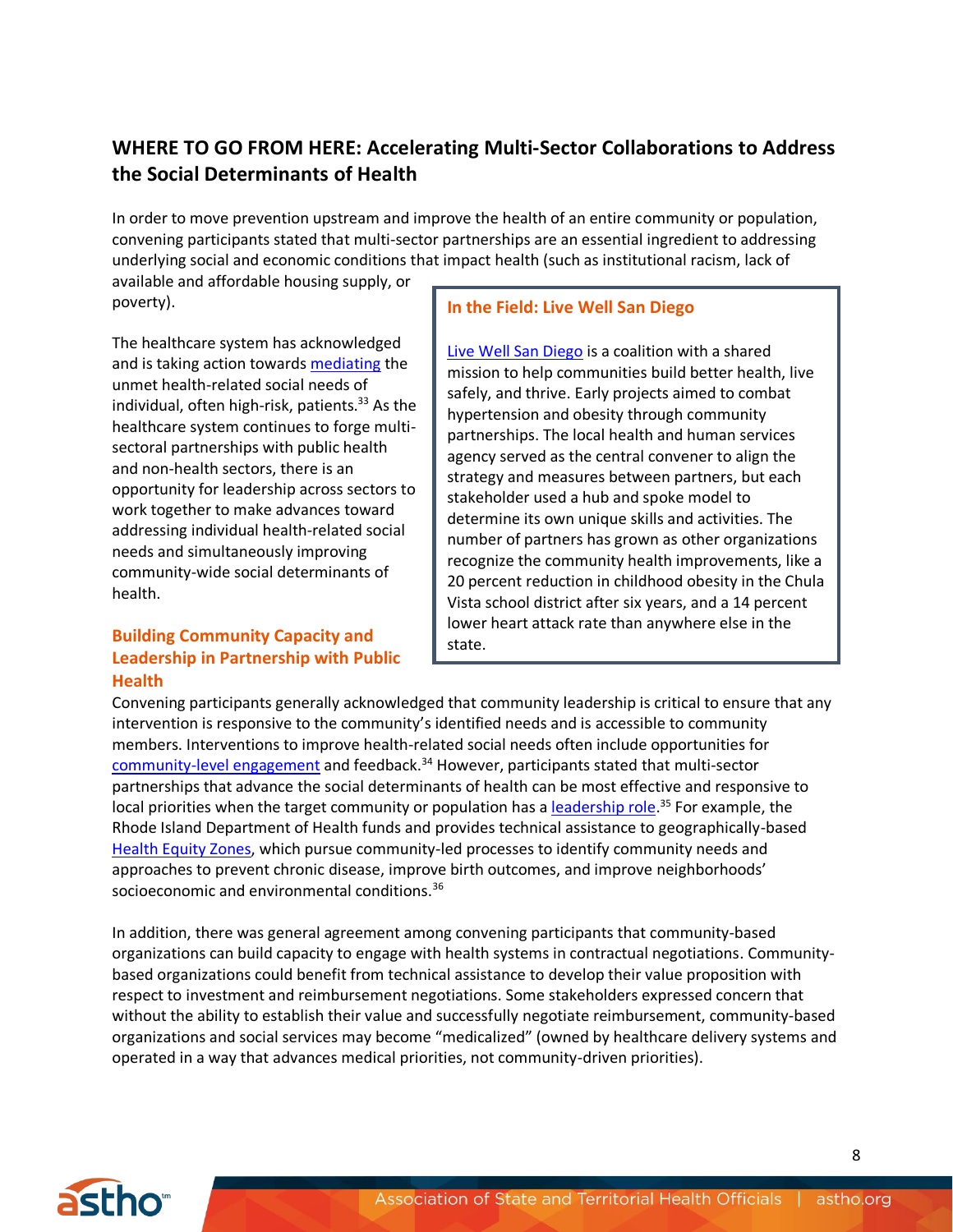## WHERE TO GO FROM HERE: Accelerating Multi-Sector Collaborations to Address the Social Determinants of Health

In order to move prevention upstream and improve the health of an entire community or population, convening participants stated that multi-sector partnerships are an essential ingredient to addressing underlying social and economic conditions that impact health (such as institutional racism, lack of available and affordable housing supply, or poverty).

The healthcare system has acknowledged and is taking action towards mediating the unmet health-related social needs of individual, often high-risk, patients.[33] As the healthcare system continues to forge multi-sectoral partnerships with public health and non-health sectors, there is an opportunity for leadership across sectors to work together to make advances toward addressing individual health-related social needs and simultaneously improving community-wide social determinants of health.

> **In the Field: Live Well San Diego**
>
> Live Well San Diego is a coalition with a shared mission to help communities build better health, live safely, and thrive. Early projects aimed to combat hypertension and obesity through community partnerships. The local health and human services agency served as the central convener to align the strategy and measures between partners, but each stakeholder used a hub and spoke model to determine its own unique skills and activities. The number of partners has grown as other organizations recognize the community health improvements, like a 20 percent reduction in childhood obesity in the Chula Vista school district after six years, and a 14 percent lower heart attack rate than anywhere else in the state.

### Building Community Capacity and Leadership in Partnership with Public Health

Convening participants generally acknowledged that community leadership is critical to ensure that any intervention is responsive to the community's identified needs and is accessible to community members. Interventions to improve health-related social needs often include opportunities for community-level engagement and feedback.[34] However, participants stated that multi-sector partnerships that advance the social determinants of health can be most effective and responsive to local priorities when the target community or population has a leadership role.[35] For example, the Rhode Island Department of Health funds and provides technical assistance to geographically-based Health Equity Zones, which pursue community-led processes to identify community needs and approaches to prevent chronic disease, improve birth outcomes, and improve neighborhoods' socioeconomic and environmental conditions.[36]

In addition, there was general agreement among convening participants that community-based organizations can build capacity to engage with health systems in contractual negotiations. Community-based organizations could benefit from technical assistance to develop their value proposition with respect to investment and reimbursement negotiations. Some stakeholders expressed concern that without the ability to establish their value and successfully negotiate reimbursement, community-based organizations and social services may become "medicalized" (owned by healthcare delivery systems and operated in a way that advances medical priorities, not community-driven priorities).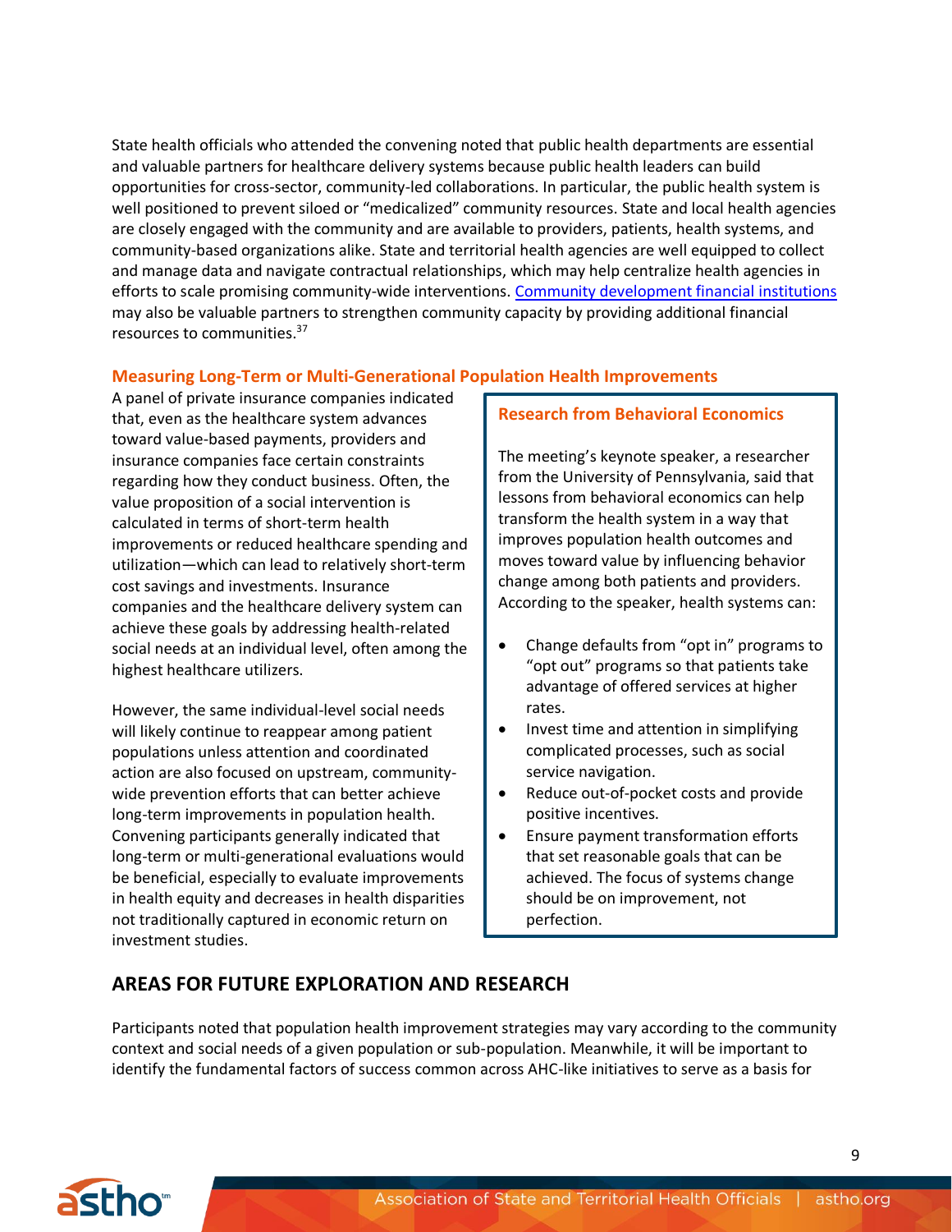State health officials who attended the convening noted that public health departments are essential and valuable partners for healthcare delivery systems because public health leaders can build opportunities for cross-sector, community-led collaborations. In particular, the public health system is well positioned to prevent siloed or "medicalized" community resources. State and local health agencies are closely engaged with the community and are available to providers, patients, health systems, and community-based organizations alike. State and territorial health agencies are well equipped to collect and manage data and navigate contractual relationships, which may help centralize health agencies in efforts to scale promising community-wide interventions. Community development financial institutions may also be valuable partners to strengthen community capacity by providing additional financial resources to communities.[37]

### Measuring Long-Term or Multi-Generational Population Health Improvements

A panel of private insurance companies indicated that, even as the healthcare system advances toward value-based payments, providers and insurance companies face certain constraints regarding how they conduct business. Often, the value proposition of a social intervention is calculated in terms of short-term health improvements or reduced healthcare spending and utilization—which can lead to relatively short-term cost savings and investments. Insurance companies and the healthcare delivery system can achieve these goals by addressing health-related social needs at an individual level, often among the highest healthcare utilizers.

However, the same individual-level social needs will likely continue to reappear among patient populations unless attention and coordinated action are also focused on upstream, community-wide prevention efforts that can better achieve long-term improvements in population health. Convening participants generally indicated that long-term or multi-generational evaluations would be beneficial, especially to evaluate improvements in health equity and decreases in health disparities not traditionally captured in economic return on investment studies.

#### Research from Behavioral Economics

The meeting's keynote speaker, a researcher from the University of Pennsylvania, said that lessons from behavioral economics can help transform the health system in a way that improves population health outcomes and moves toward value by influencing behavior change among both patients and providers. According to the speaker, health systems can:

- Change defaults from "opt in" programs to "opt out" programs so that patients take advantage of offered services at higher rates.
- Invest time and attention in simplifying complicated processes, such as social service navigation.
- Reduce out-of-pocket costs and provide positive incentives.
- Ensure payment transformation efforts that set reasonable goals that can be achieved. The focus of systems change should be on improvement, not perfection.

## AREAS FOR FUTURE EXPLORATION AND RESEARCH

Participants noted that population health improvement strategies may vary according to the community context and social needs of a given population or sub-population. Meanwhile, it will be important to identify the fundamental factors of success common across AHC-like initiatives to serve as a basis for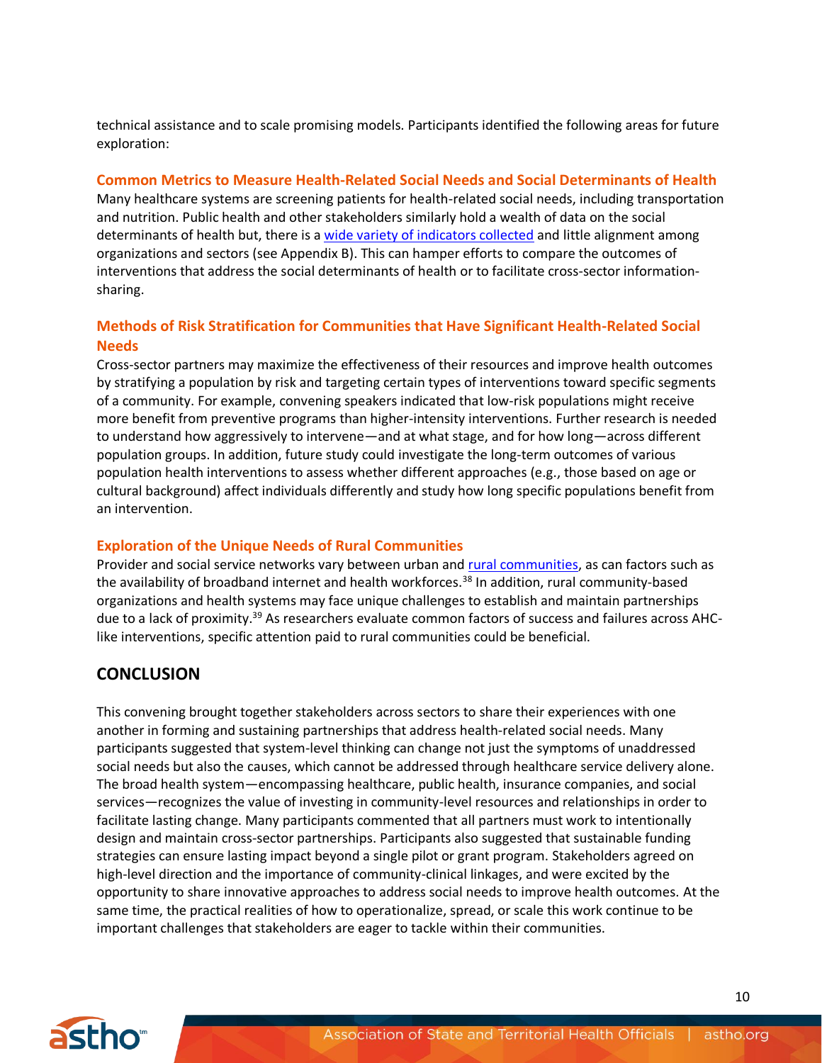technical assistance and to scale promising models. Participants identified the following areas for future exploration:

### Common Metrics to Measure Health-Related Social Needs and Social Determinants of Health

Many healthcare systems are screening patients for health-related social needs, including transportation and nutrition. Public health and other stakeholders similarly hold a wealth of data on the social determinants of health but, there is a wide variety of indicators collected and little alignment among organizations and sectors (see Appendix B). This can hamper efforts to compare the outcomes of interventions that address the social determinants of health or to facilitate cross-sector information-sharing.

### Methods of Risk Stratification for Communities that Have Significant Health-Related Social Needs

Cross-sector partners may maximize the effectiveness of their resources and improve health outcomes by stratifying a population by risk and targeting certain types of interventions toward specific segments of a community. For example, convening speakers indicated that low-risk populations might receive more benefit from preventive programs than higher-intensity interventions. Further research is needed to understand how aggressively to intervene—and at what stage, and for how long—across different population groups. In addition, future study could investigate the long-term outcomes of various population health interventions to assess whether different approaches (e.g., those based on age or cultural background) affect individuals differently and study how long specific populations benefit from an intervention.

### Exploration of the Unique Needs of Rural Communities

Provider and social service networks vary between urban and rural communities, as can factors such as the availability of broadband internet and health workforces.[38] In addition, rural community-based organizations and health systems may face unique challenges to establish and maintain partnerships due to a lack of proximity.[39] As researchers evaluate common factors of success and failures across AHC-like interventions, specific attention paid to rural communities could be beneficial.

## CONCLUSION

This convening brought together stakeholders across sectors to share their experiences with one another in forming and sustaining partnerships that address health-related social needs. Many participants suggested that system-level thinking can change not just the symptoms of unaddressed social needs but also the causes, which cannot be addressed through healthcare service delivery alone. The broad health system—encompassing healthcare, public health, insurance companies, and social services—recognizes the value of investing in community-level resources and relationships in order to facilitate lasting change. Many participants commented that all partners must work to intentionally design and maintain cross-sector partnerships. Participants also suggested that sustainable funding strategies can ensure lasting impact beyond a single pilot or grant program. Stakeholders agreed on high-level direction and the importance of community-clinical linkages, and were excited by the opportunity to share innovative approaches to address social needs to improve health outcomes. At the same time, the practical realities of how to operationalize, spread, or scale this work continue to be important challenges that stakeholders are eager to tackle within their communities.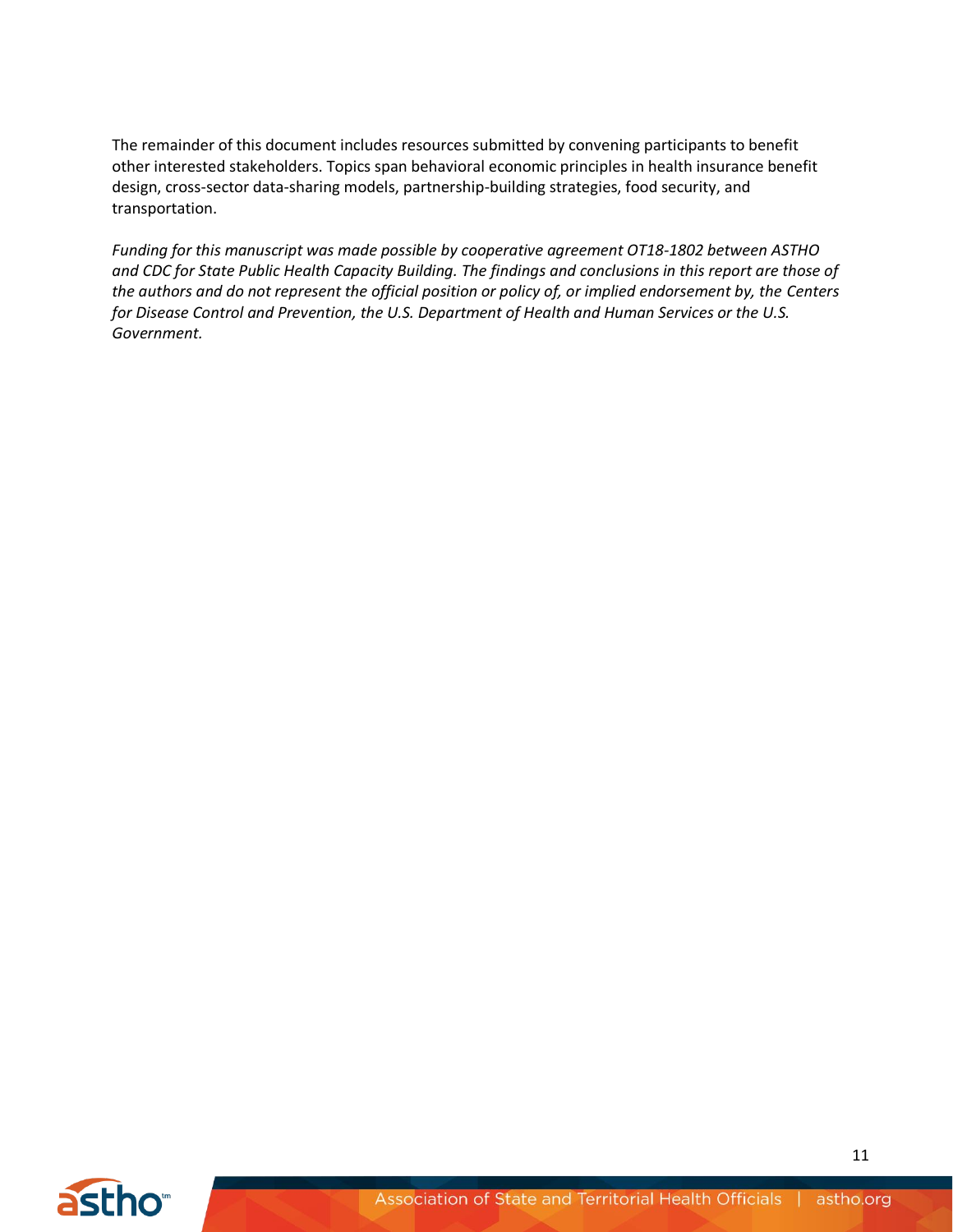The remainder of this document includes resources submitted by convening participants to benefit other interested stakeholders. Topics span behavioral economic principles in health insurance benefit design, cross-sector data-sharing models, partnership-building strategies, food security, and transportation.

*Funding for this manuscript was made possible by cooperative agreement OT18-1802 between ASTHO and CDC for State Public Health Capacity Building. The findings and conclusions in this report are those of the authors and do not represent the official position or policy of, or implied endorsement by, the Centers for Disease Control and Prevention, the U.S. Department of Health and Human Services or the U.S. Government.*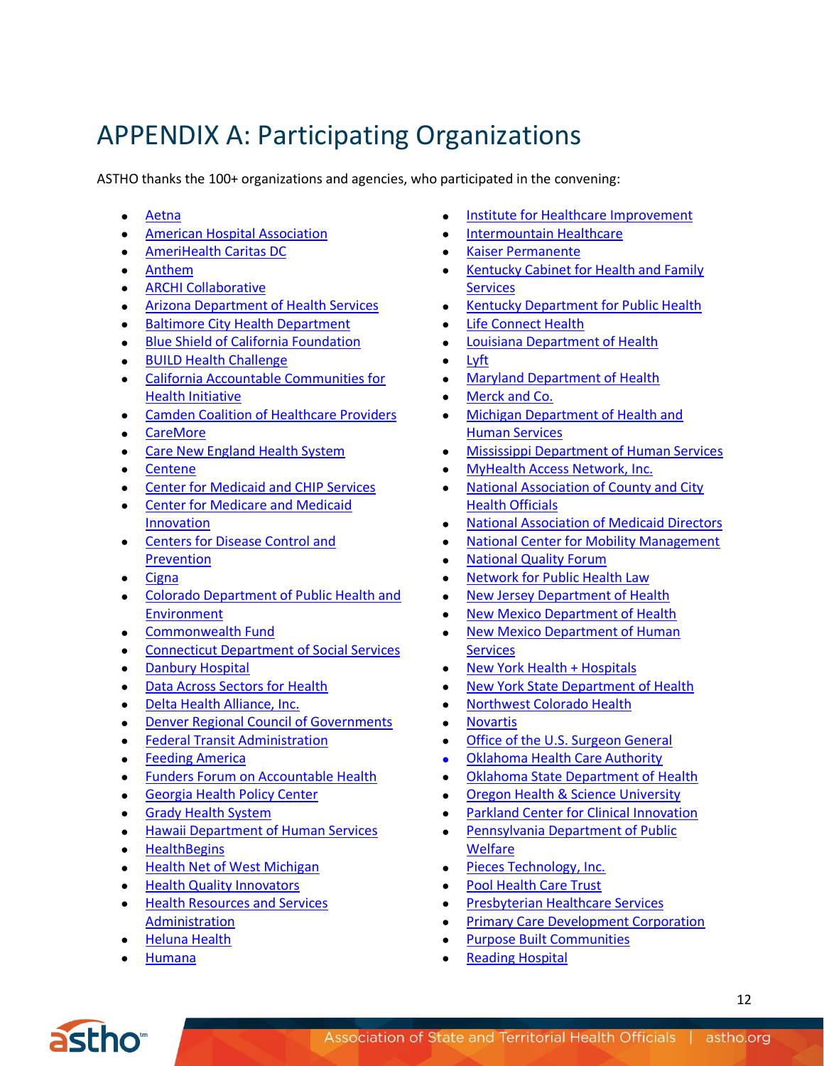# APPENDIX A: Participating Organizations

ASTHO thanks the 100+ organizations and agencies, who participated in the convening:

- Aetna
- American Hospital Association
- AmeriHealth Caritas DC
- Anthem
- ARCHI Collaborative
- Arizona Department of Health Services
- Baltimore City Health Department
- Blue Shield of California Foundation
- BUILD Health Challenge
- California Accountable Communities for Health Initiative
- Camden Coalition of Healthcare Providers
- CareMore
- Care New England Health System
- Centene
- Center for Medicaid and CHIP Services
- Center for Medicare and Medicaid Innovation
- Centers for Disease Control and Prevention
- Cigna
- Colorado Department of Public Health and Environment
- Commonwealth Fund
- Connecticut Department of Social Services
- Danbury Hospital
- Data Across Sectors for Health
- Delta Health Alliance, Inc.
- Denver Regional Council of Governments
- Federal Transit Administration
- Feeding America
- Funders Forum on Accountable Health
- Georgia Health Policy Center
- Grady Health System
- Hawaii Department of Human Services
- HealthBegins
- Health Net of West Michigan
- Health Quality Innovators
- Health Resources and Services Administration
- Heluna Health
- Humana
- Institute for Healthcare Improvement
- Intermountain Healthcare
- Kaiser Permanente
- Kentucky Cabinet for Health and Family Services
- Kentucky Department for Public Health
- Life Connect Health
- Louisiana Department of Health
- Lyft
- Maryland Department of Health
- Merck and Co.
- Michigan Department of Health and Human Services
- Mississippi Department of Human Services
- MyHealth Access Network, Inc.
- National Association of County and City Health Officials
- National Association of Medicaid Directors
- National Center for Mobility Management
- National Quality Forum
- Network for Public Health Law
- New Jersey Department of Health
- New Mexico Department of Health
- New Mexico Department of Human Services
- New York Health + Hospitals
- New York State Department of Health
- Northwest Colorado Health
- Novartis
- Office of the U.S. Surgeon General
- Oklahoma Health Care Authority
- Oklahoma State Department of Health
- Oregon Health & Science University
- Parkland Center for Clinical Innovation
- Pennsylvania Department of Public Welfare
- Pieces Technology, Inc.
- Pool Health Care Trust
- Presbyterian Healthcare Services
- Primary Care Development Corporation
- Purpose Built Communities
- Reading Hospital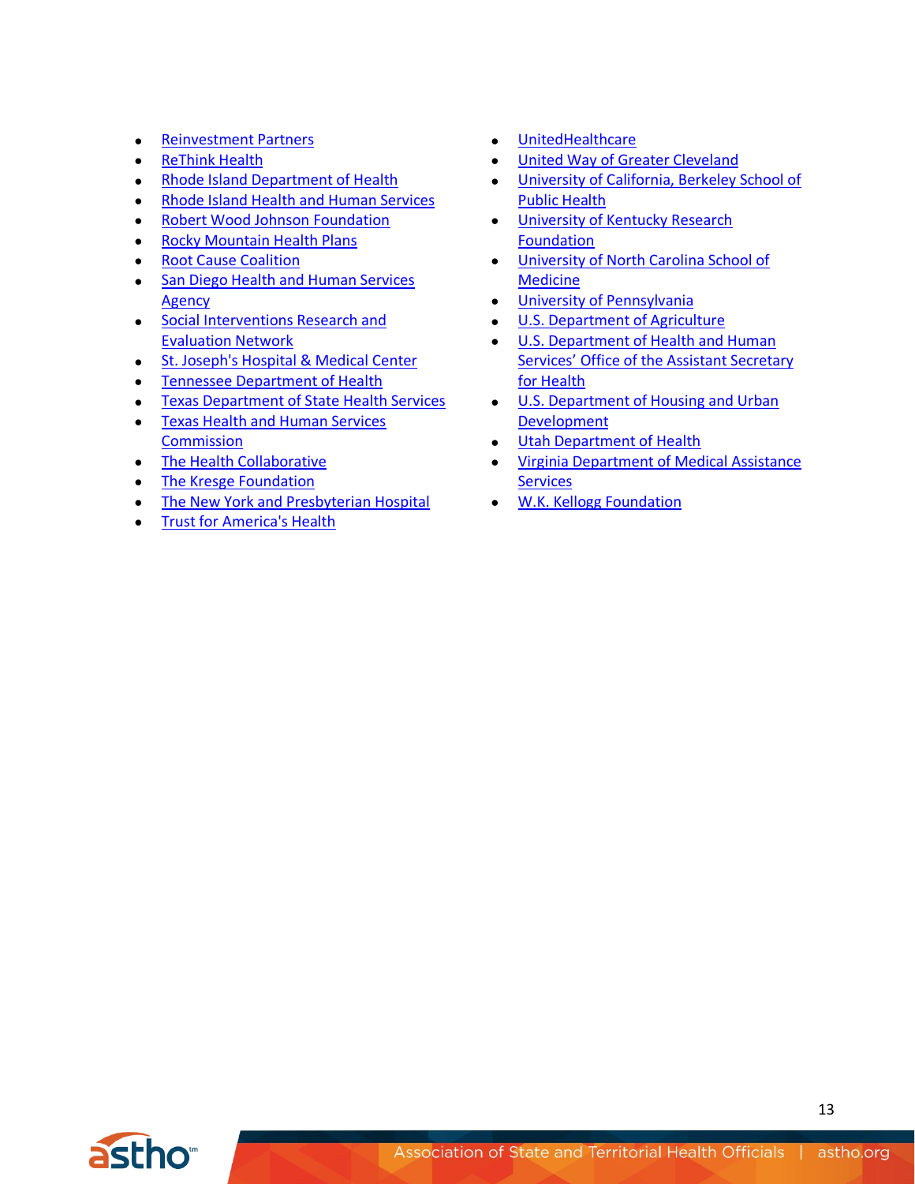- Reinvestment Partners
- ReThink Health
- Rhode Island Department of Health
- Rhode Island Health and Human Services
- Robert Wood Johnson Foundation
- Rocky Mountain Health Plans
- Root Cause Coalition
- San Diego Health and Human Services Agency
- Social Interventions Research and Evaluation Network
- St. Joseph's Hospital & Medical Center
- Tennessee Department of Health
- Texas Department of State Health Services
- Texas Health and Human Services Commission
- The Health Collaborative
- The Kresge Foundation
- The New York and Presbyterian Hospital
- Trust for America's Health
- UnitedHealthcare
- United Way of Greater Cleveland
- University of California, Berkeley School of Public Health
- University of Kentucky Research Foundation
- University of North Carolina School of Medicine
- University of Pennsylvania
- U.S. Department of Agriculture
- U.S. Department of Health and Human Services' Office of the Assistant Secretary for Health
- U.S. Department of Housing and Urban Development
- Utah Department of Health
- Virginia Department of Medical Assistance Services
- W.K. Kellogg Foundation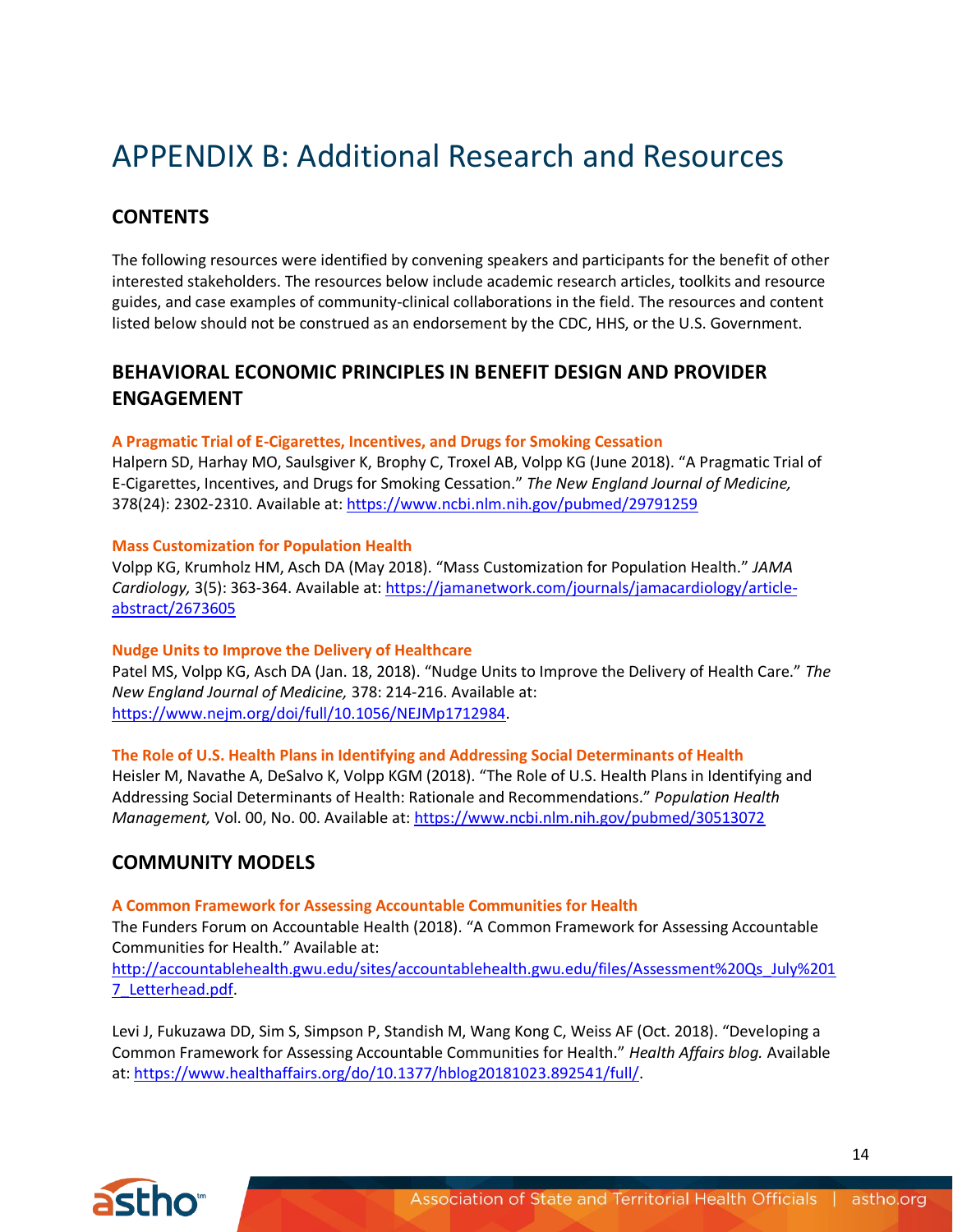# APPENDIX B: Additional Research and Resources

## CONTENTS

The following resources were identified by convening speakers and participants for the benefit of other interested stakeholders. The resources below include academic research articles, toolkits and resource guides, and case examples of community-clinical collaborations in the field. The resources and content listed below should not be construed as an endorsement by the CDC, HHS, or the U.S. Government.

## BEHAVIORAL ECONOMIC PRINCIPLES IN BENEFIT DESIGN AND PROVIDER ENGAGEMENT

**A Pragmatic Trial of E-Cigarettes, Incentives, and Drugs for Smoking Cessation**
Halpern SD, Harhay MO, Saulsgiver K, Brophy C, Troxel AB, Volpp KG (June 2018). "A Pragmatic Trial of E-Cigarettes, Incentives, and Drugs for Smoking Cessation." *The New England Journal of Medicine,* 378(24): 2302-2310. Available at: https://www.ncbi.nlm.nih.gov/pubmed/29791259

**Mass Customization for Population Health**
Volpp KG, Krumholz HM, Asch DA (May 2018). "Mass Customization for Population Health." *JAMA Cardiology,* 3(5): 363-364. Available at: https://jamanetwork.com/journals/jamacardiology/article-abstract/2673605

**Nudge Units to Improve the Delivery of Healthcare**
Patel MS, Volpp KG, Asch DA (Jan. 18, 2018). "Nudge Units to Improve the Delivery of Health Care." *The New England Journal of Medicine,* 378: 214-216. Available at: https://www.nejm.org/doi/full/10.1056/NEJMp1712984.

**The Role of U.S. Health Plans in Identifying and Addressing Social Determinants of Health**
Heisler M, Navathe A, DeSalvo K, Volpp KGM (2018). "The Role of U.S. Health Plans in Identifying and Addressing Social Determinants of Health: Rationale and Recommendations." *Population Health Management,* Vol. 00, No. 00. Available at: https://www.ncbi.nlm.nih.gov/pubmed/30513072

## COMMUNITY MODELS

**A Common Framework for Assessing Accountable Communities for Health**
The Funders Forum on Accountable Health (2018). "A Common Framework for Assessing Accountable Communities for Health." Available at: http://accountablehealth.gwu.edu/sites/accountablehealth.gwu.edu/files/Assessment%20Qs_July%2017_Letterhead.pdf.

Levi J, Fukuzawa DD, Sim S, Simpson P, Standish M, Wang Kong C, Weiss AF (Oct. 2018). "Developing a Common Framework for Assessing Accountable Communities for Health." *Health Affairs blog.* Available at: https://www.healthaffairs.org/do/10.1377/hblog20181023.892541/full/.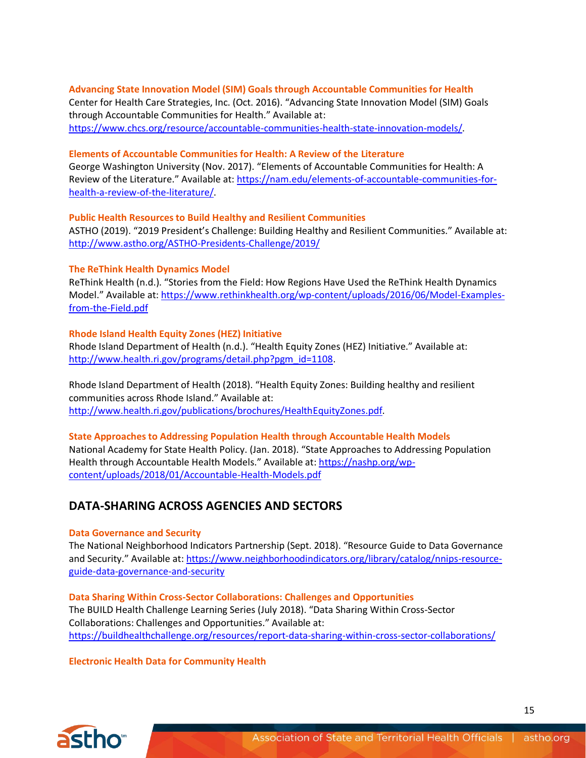### Advancing State Innovation Model (SIM) Goals through Accountable Communities for Health

Center for Health Care Strategies, Inc. (Oct. 2016). "Advancing State Innovation Model (SIM) Goals through Accountable Communities for Health." Available at: https://www.chcs.org/resource/accountable-communities-health-state-innovation-models/.

### Elements of Accountable Communities for Health: A Review of the Literature

George Washington University (Nov. 2017). "Elements of Accountable Communities for Health: A Review of the Literature." Available at: https://nam.edu/elements-of-accountable-communities-for-health-a-review-of-the-literature/.

### Public Health Resources to Build Healthy and Resilient Communities

ASTHO (2019). "2019 President's Challenge: Building Healthy and Resilient Communities." Available at: http://www.astho.org/ASTHO-Presidents-Challenge/2019/

### The ReThink Health Dynamics Model

ReThink Health (n.d.). "Stories from the Field: How Regions Have Used the ReThink Health Dynamics Model." Available at: https://www.rethinkhealth.org/wp-content/uploads/2016/06/Model-Examples-from-the-Field.pdf

### Rhode Island Health Equity Zones (HEZ) Initiative

Rhode Island Department of Health (n.d.). "Health Equity Zones (HEZ) Initiative." Available at: http://www.health.ri.gov/programs/detail.php?pgm_id=1108.

Rhode Island Department of Health (2018). "Health Equity Zones: Building healthy and resilient communities across Rhode Island." Available at: http://www.health.ri.gov/publications/brochures/HealthEquityZones.pdf.

### State Approaches to Addressing Population Health through Accountable Health Models

National Academy for State Health Policy. (Jan. 2018). "State Approaches to Addressing Population Health through Accountable Health Models." Available at: https://nashp.org/wp-content/uploads/2018/01/Accountable-Health-Models.pdf

## DATA-SHARING ACROSS AGENCIES AND SECTORS

### Data Governance and Security

The National Neighborhood Indicators Partnership (Sept. 2018). "Resource Guide to Data Governance and Security." Available at: https://www.neighborhoodindicators.org/library/catalog/nnips-resource-guide-data-governance-and-security

### Data Sharing Within Cross-Sector Collaborations: Challenges and Opportunities

The BUILD Health Challenge Learning Series (July 2018). "Data Sharing Within Cross-Sector Collaborations: Challenges and Opportunities." Available at: https://buildhealthchallenge.org/resources/report-data-sharing-within-cross-sector-collaborations/

### Electronic Health Data for Community Health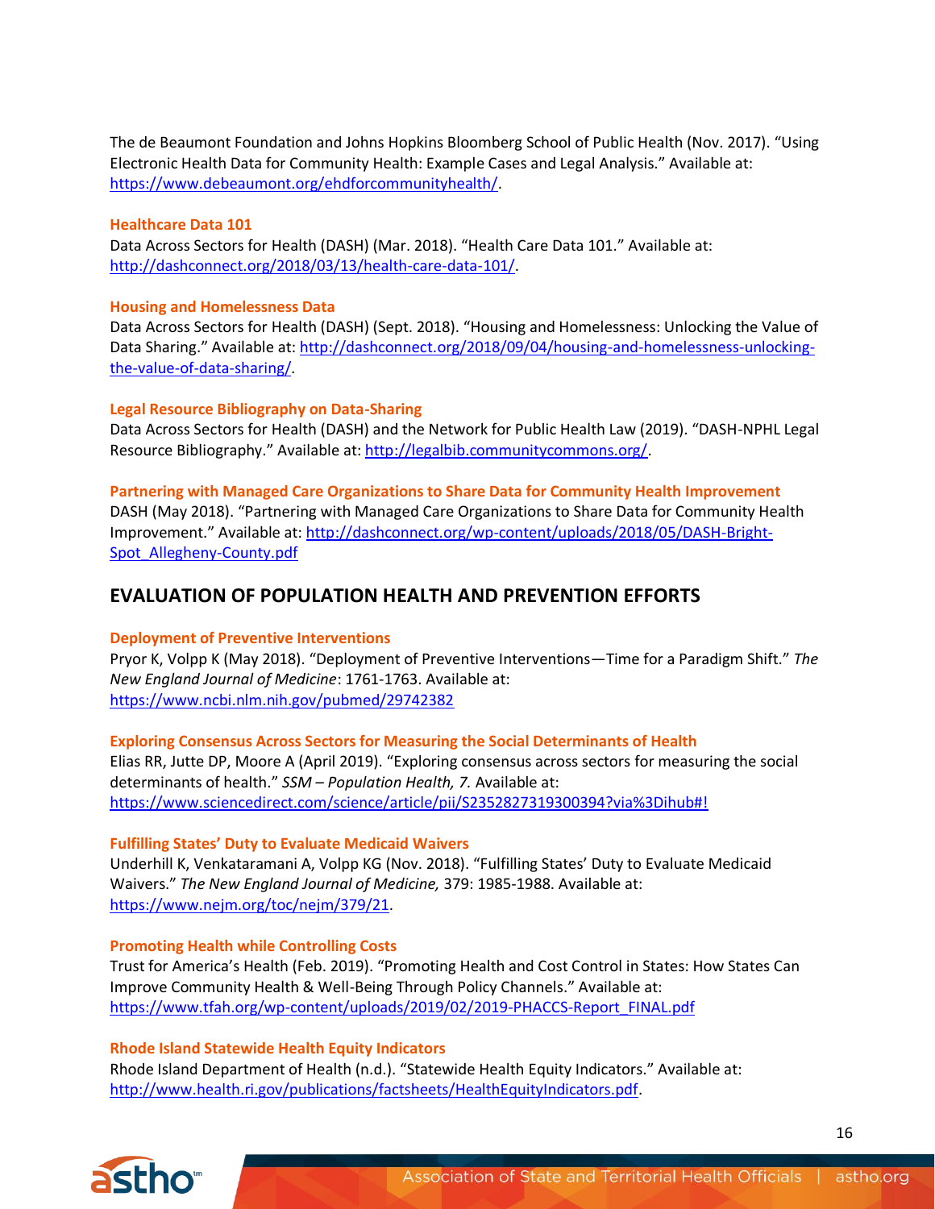The de Beaumont Foundation and Johns Hopkins Bloomberg School of Public Health (Nov. 2017). "Using Electronic Health Data for Community Health: Example Cases and Legal Analysis." Available at: https://www.debeaumont.org/ehdforcommunityhealth/.

**Healthcare Data 101**
Data Across Sectors for Health (DASH) (Mar. 2018). "Health Care Data 101." Available at: http://dashconnect.org/2018/03/13/health-care-data-101/.

**Housing and Homelessness Data**
Data Across Sectors for Health (DASH) (Sept. 2018). "Housing and Homelessness: Unlocking the Value of Data Sharing." Available at: http://dashconnect.org/2018/09/04/housing-and-homelessness-unlocking-the-value-of-data-sharing/.

**Legal Resource Bibliography on Data-Sharing**
Data Across Sectors for Health (DASH) and the Network for Public Health Law (2019). "DASH-NPHL Legal Resource Bibliography." Available at: http://legalbib.communitycommons.org/.

**Partnering with Managed Care Organizations to Share Data for Community Health Improvement**
DASH (May 2018). "Partnering with Managed Care Organizations to Share Data for Community Health Improvement." Available at: http://dashconnect.org/wp-content/uploads/2018/05/DASH-Bright-Spot_Allegheny-County.pdf

## EVALUATION OF POPULATION HEALTH AND PREVENTION EFFORTS

**Deployment of Preventive Interventions**
Pryor K, Volpp K (May 2018). "Deployment of Preventive Interventions—Time for a Paradigm Shift." *The New England Journal of Medicine*: 1761-1763. Available at: https://www.ncbi.nlm.nih.gov/pubmed/29742382

**Exploring Consensus Across Sectors for Measuring the Social Determinants of Health**
Elias RR, Jutte DP, Moore A (April 2019). "Exploring consensus across sectors for measuring the social determinants of health." *SSM – Population Health, 7.* Available at: https://www.sciencedirect.com/science/article/pii/S2352827319300394?via%3Dihub#!

**Fulfilling States' Duty to Evaluate Medicaid Waivers**
Underhill K, Venkataramani A, Volpp KG (Nov. 2018). "Fulfilling States' Duty to Evaluate Medicaid Waivers." *The New England Journal of Medicine,* 379: 1985-1988. Available at: https://www.nejm.org/toc/nejm/379/21.

**Promoting Health while Controlling Costs**
Trust for America's Health (Feb. 2019). "Promoting Health and Cost Control in States: How States Can Improve Community Health & Well-Being Through Policy Channels." Available at: https://www.tfah.org/wp-content/uploads/2019/02/2019-PHACCS-Report_FINAL.pdf

**Rhode Island Statewide Health Equity Indicators**
Rhode Island Department of Health (n.d.). "Statewide Health Equity Indicators." Available at: http://www.health.ri.gov/publications/factsheets/HealthEquityIndicators.pdf.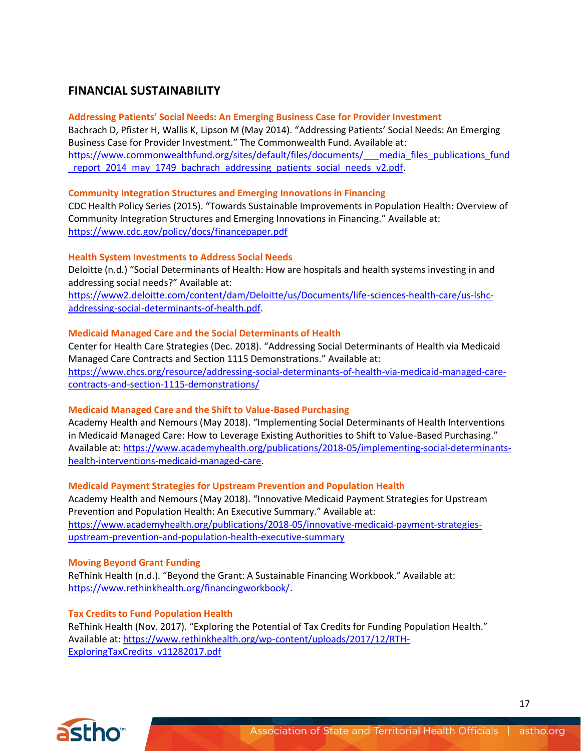## FINANCIAL SUSTAINABILITY

**Addressing Patients' Social Needs: An Emerging Business Case for Provider Investment**

Bachrach D, Pfister H, Wallis K, Lipson M (May 2014). "Addressing Patients' Social Needs: An Emerging Business Case for Provider Investment." The Commonwealth Fund. Available at: https://www.commonwealthfund.org/sites/default/files/documents/___media_files_publications_fund_report_2014_may_1749_bachrach_addressing_patients_social_needs_v2.pdf.

**Community Integration Structures and Emerging Innovations in Financing**

CDC Health Policy Series (2015). "Towards Sustainable Improvements in Population Health: Overview of Community Integration Structures and Emerging Innovations in Financing." Available at: https://www.cdc.gov/policy/docs/financepaper.pdf

**Health System Investments to Address Social Needs**

Deloitte (n.d.) "Social Determinants of Health: How are hospitals and health systems investing in and addressing social needs?" Available at: https://www2.deloitte.com/content/dam/Deloitte/us/Documents/life-sciences-health-care/us-lshc-addressing-social-determinants-of-health.pdf.

**Medicaid Managed Care and the Social Determinants of Health**

Center for Health Care Strategies (Dec. 2018). "Addressing Social Determinants of Health via Medicaid Managed Care Contracts and Section 1115 Demonstrations." Available at: https://www.chcs.org/resource/addressing-social-determinants-of-health-via-medicaid-managed-care-contracts-and-section-1115-demonstrations/

**Medicaid Managed Care and the Shift to Value-Based Purchasing**

Academy Health and Nemours (May 2018). "Implementing Social Determinants of Health Interventions in Medicaid Managed Care: How to Leverage Existing Authorities to Shift to Value-Based Purchasing." Available at: https://www.academyhealth.org/publications/2018-05/implementing-social-determinants-health-interventions-medicaid-managed-care.

**Medicaid Payment Strategies for Upstream Prevention and Population Health**

Academy Health and Nemours (May 2018). "Innovative Medicaid Payment Strategies for Upstream Prevention and Population Health: An Executive Summary." Available at: https://www.academyhealth.org/publications/2018-05/innovative-medicaid-payment-strategies-upstream-prevention-and-population-health-executive-summary

**Moving Beyond Grant Funding**

ReThink Health (n.d.). "Beyond the Grant: A Sustainable Financing Workbook." Available at: https://www.rethinkhealth.org/financingworkbook/.

**Tax Credits to Fund Population Health**

ReThink Health (Nov. 2017). "Exploring the Potential of Tax Credits for Funding Population Health." Available at: https://www.rethinkhealth.org/wp-content/uploads/2017/12/RTH-ExploringTaxCredits_v11282017.pdf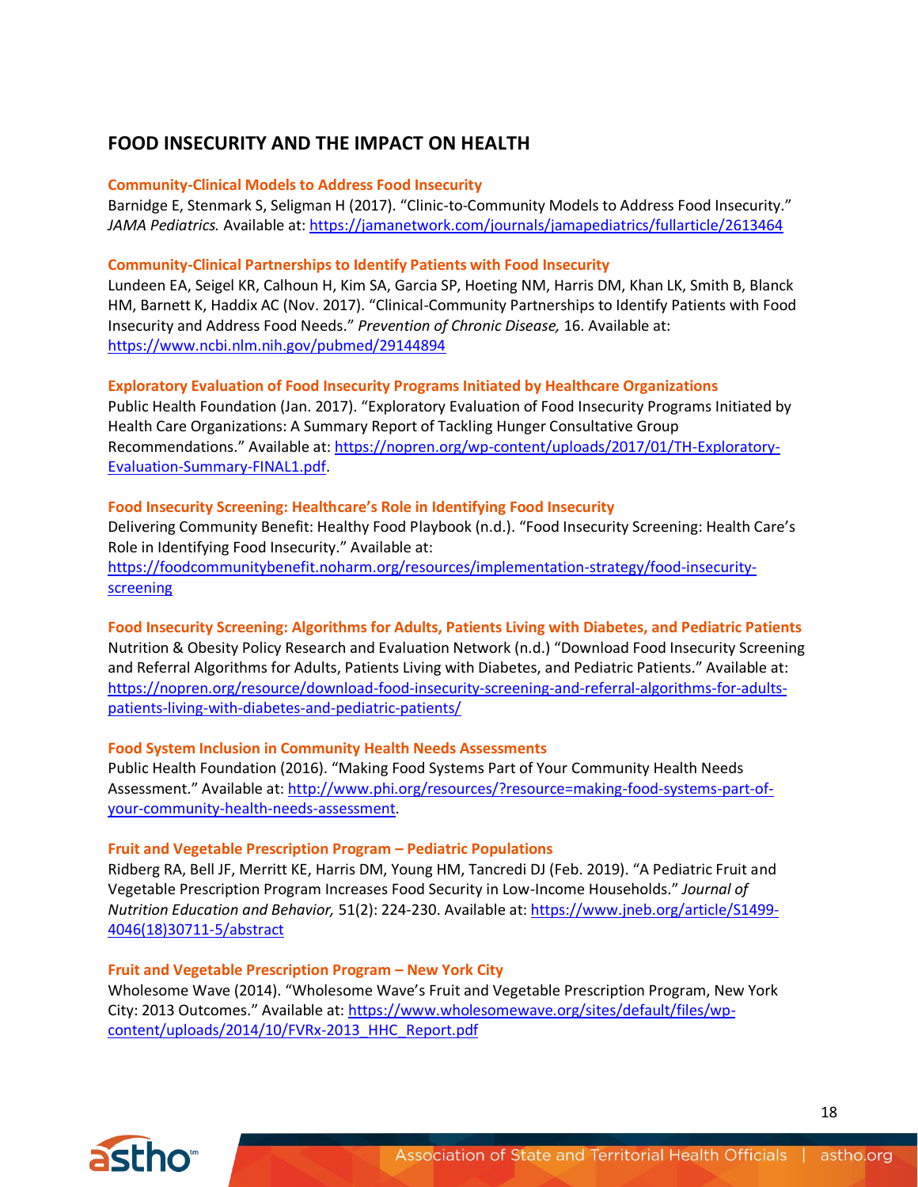## FOOD INSECURITY AND THE IMPACT ON HEALTH

**Community-Clinical Models to Address Food Insecurity**

Barnidge E, Stenmark S, Seligman H (2017). "Clinic-to-Community Models to Address Food Insecurity." *JAMA Pediatrics.* Available at: https://jamanetwork.com/journals/jamapediatrics/fullarticle/2613464

**Community-Clinical Partnerships to Identify Patients with Food Insecurity**

Lundeen EA, Seigel KR, Calhoun H, Kim SA, Garcia SP, Hoeting NM, Harris DM, Khan LK, Smith B, Blanck HM, Barnett K, Haddix AC (Nov. 2017). "Clinical-Community Partnerships to Identify Patients with Food Insecurity and Address Food Needs." *Prevention of Chronic Disease,* 16. Available at: https://www.ncbi.nlm.nih.gov/pubmed/29144894

**Exploratory Evaluation of Food Insecurity Programs Initiated by Healthcare Organizations**

Public Health Foundation (Jan. 2017). "Exploratory Evaluation of Food Insecurity Programs Initiated by Health Care Organizations: A Summary Report of Tackling Hunger Consultative Group Recommendations." Available at: https://nopren.org/wp-content/uploads/2017/01/TH-Exploratory-Evaluation-Summary-FINAL1.pdf.

**Food Insecurity Screening: Healthcare's Role in Identifying Food Insecurity**

Delivering Community Benefit: Healthy Food Playbook (n.d.). "Food Insecurity Screening: Health Care's Role in Identifying Food Insecurity." Available at: https://foodcommunitybenefit.noharm.org/resources/implementation-strategy/food-insecurity-screening

**Food Insecurity Screening: Algorithms for Adults, Patients Living with Diabetes, and Pediatric Patients**

Nutrition & Obesity Policy Research and Evaluation Network (n.d.) "Download Food Insecurity Screening and Referral Algorithms for Adults, Patients Living with Diabetes, and Pediatric Patients." Available at: https://nopren.org/resource/download-food-insecurity-screening-and-referral-algorithms-for-adults-patients-living-with-diabetes-and-pediatric-patients/

**Food System Inclusion in Community Health Needs Assessments**

Public Health Foundation (2016). "Making Food Systems Part of Your Community Health Needs Assessment." Available at: http://www.phi.org/resources/?resource=making-food-systems-part-of-your-community-health-needs-assessment.

**Fruit and Vegetable Prescription Program – Pediatric Populations**

Ridberg RA, Bell JF, Merritt KE, Harris DM, Young HM, Tancredi DJ (Feb. 2019). "A Pediatric Fruit and Vegetable Prescription Program Increases Food Security in Low-Income Households." *Journal of Nutrition Education and Behavior,* 51(2): 224-230. Available at: https://www.jneb.org/article/S1499-4046(18)30711-5/abstract

**Fruit and Vegetable Prescription Program – New York City**

Wholesome Wave (2014). "Wholesome Wave's Fruit and Vegetable Prescription Program, New York City: 2013 Outcomes." Available at: https://www.wholesomewave.org/sites/default/files/wp-content/uploads/2014/10/FVRx-2013_HHC_Report.pdf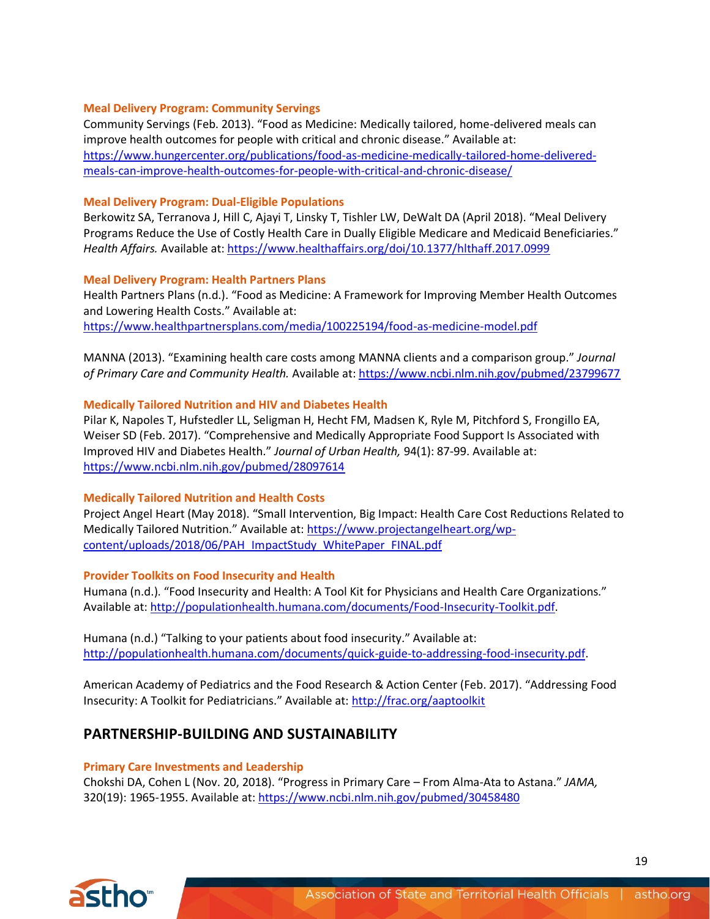**Meal Delivery Program: Community Servings**

Community Servings (Feb. 2013). "Food as Medicine: Medically tailored, home-delivered meals can improve health outcomes for people with critical and chronic disease." Available at: https://www.hungercenter.org/publications/food-as-medicine-medically-tailored-home-delivered-meals-can-improve-health-outcomes-for-people-with-critical-and-chronic-disease/

**Meal Delivery Program: Dual-Eligible Populations**

Berkowitz SA, Terranova J, Hill C, Ajayi T, Linsky T, Tishler LW, DeWalt DA (April 2018). "Meal Delivery Programs Reduce the Use of Costly Health Care in Dually Eligible Medicare and Medicaid Beneficiaries." *Health Affairs.* Available at: https://www.healthaffairs.org/doi/10.1377/hlthaff.2017.0999

**Meal Delivery Program: Health Partners Plans**

Health Partners Plans (n.d.). "Food as Medicine: A Framework for Improving Member Health Outcomes and Lowering Health Costs." Available at: https://www.healthpartnersplans.com/media/100225194/food-as-medicine-model.pdf

MANNA (2013). "Examining health care costs among MANNA clients and a comparison group." *Journal of Primary Care and Community Health.* Available at: https://www.ncbi.nlm.nih.gov/pubmed/23799677

**Medically Tailored Nutrition and HIV and Diabetes Health**

Pilar K, Napoles T, Hufstedler LL, Seligman H, Hecht FM, Madsen K, Ryle M, Pitchford S, Frongillo EA, Weiser SD (Feb. 2017). "Comprehensive and Medically Appropriate Food Support Is Associated with Improved HIV and Diabetes Health." *Journal of Urban Health,* 94(1): 87-99. Available at: https://www.ncbi.nlm.nih.gov/pubmed/28097614

**Medically Tailored Nutrition and Health Costs**

Project Angel Heart (May 2018). "Small Intervention, Big Impact: Health Care Cost Reductions Related to Medically Tailored Nutrition." Available at: https://www.projectangelheart.org/wp-content/uploads/2018/06/PAH_ImpactStudy_WhitePaper_FINAL.pdf

**Provider Toolkits on Food Insecurity and Health**

Humana (n.d.). "Food Insecurity and Health: A Tool Kit for Physicians and Health Care Organizations." Available at: http://populationhealth.humana.com/documents/Food-Insecurity-Toolkit.pdf.

Humana (n.d.) "Talking to your patients about food insecurity." Available at: http://populationhealth.humana.com/documents/quick-guide-to-addressing-food-insecurity.pdf.

American Academy of Pediatrics and the Food Research & Action Center (Feb. 2017). "Addressing Food Insecurity: A Toolkit for Pediatricians." Available at: http://frac.org/aaptoolkit

## PARTNERSHIP-BUILDING AND SUSTAINABILITY

**Primary Care Investments and Leadership**

Chokshi DA, Cohen L (Nov. 20, 2018). "Progress in Primary Care – From Alma-Ata to Astana." *JAMA,* 320(19): 1965-1955. Available at: https://www.ncbi.nlm.nih.gov/pubmed/30458480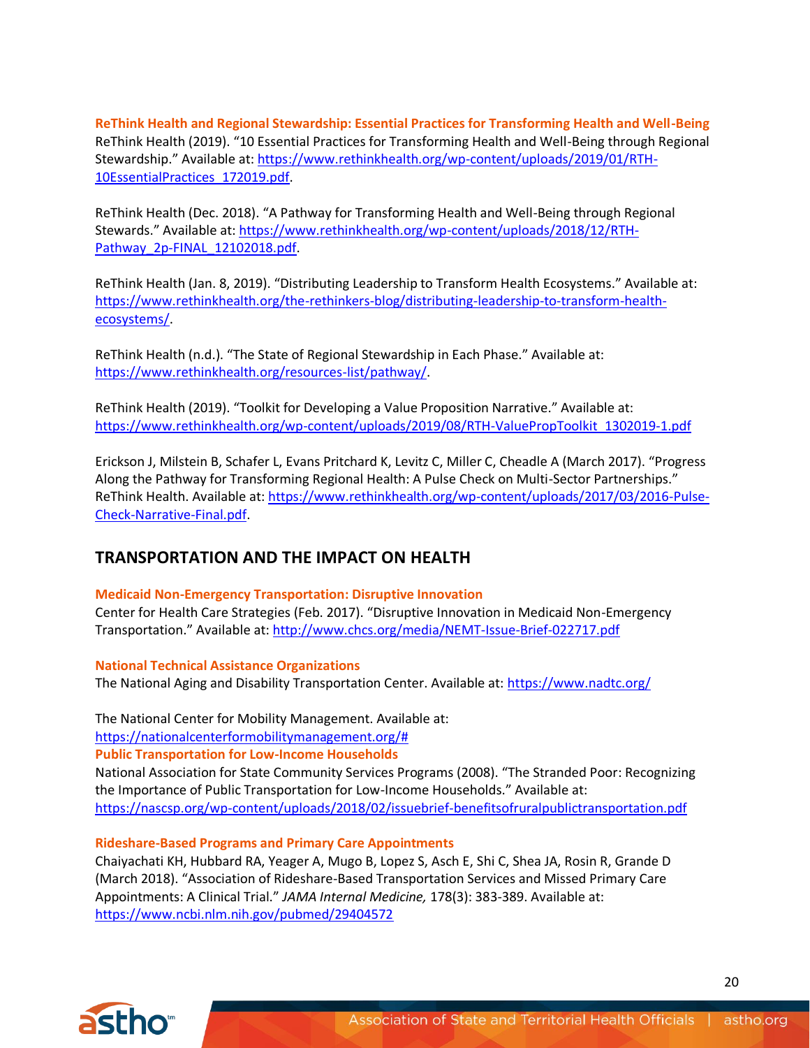**ReThink Health and Regional Stewardship: Essential Practices for Transforming Health and Well-Being**

ReThink Health (2019). "10 Essential Practices for Transforming Health and Well-Being through Regional Stewardship." Available at: https://www.rethinkhealth.org/wp-content/uploads/2019/01/RTH-10EssentialPractices_172019.pdf.

ReThink Health (Dec. 2018). "A Pathway for Transforming Health and Well-Being through Regional Stewards." Available at: https://www.rethinkhealth.org/wp-content/uploads/2018/12/RTH-Pathway_2p-FINAL_12102018.pdf.

ReThink Health (Jan. 8, 2019). "Distributing Leadership to Transform Health Ecosystems." Available at: https://www.rethinkhealth.org/the-rethinkers-blog/distributing-leadership-to-transform-health-ecosystems/.

ReThink Health (n.d.). "The State of Regional Stewardship in Each Phase." Available at: https://www.rethinkhealth.org/resources-list/pathway/.

ReThink Health (2019). "Toolkit for Developing a Value Proposition Narrative." Available at: https://www.rethinkhealth.org/wp-content/uploads/2019/08/RTH-ValuePropToolkit_1302019-1.pdf

Erickson J, Milstein B, Schafer L, Evans Pritchard K, Levitz C, Miller C, Cheadle A (March 2017). "Progress Along the Pathway for Transforming Regional Health: A Pulse Check on Multi-Sector Partnerships." ReThink Health. Available at: https://www.rethinkhealth.org/wp-content/uploads/2017/03/2016-Pulse-Check-Narrative-Final.pdf.

## TRANSPORTATION AND THE IMPACT ON HEALTH

**Medicaid Non-Emergency Transportation: Disruptive Innovation**

Center for Health Care Strategies (Feb. 2017). "Disruptive Innovation in Medicaid Non-Emergency Transportation." Available at: http://www.chcs.org/media/NEMT-Issue-Brief-022717.pdf

**National Technical Assistance Organizations**

The National Aging and Disability Transportation Center. Available at: https://www.nadtc.org/

The National Center for Mobility Management. Available at: https://nationalcenterformobilitymanagement.org/#

**Public Transportation for Low-Income Households**

National Association for State Community Services Programs (2008). "The Stranded Poor: Recognizing the Importance of Public Transportation for Low-Income Households." Available at: https://nascsp.org/wp-content/uploads/2018/02/issuebrief-benefitsofruralpublictransportation.pdf

**Rideshare-Based Programs and Primary Care Appointments**

Chaiyachati KH, Hubbard RA, Yeager A, Mugo B, Lopez S, Asch E, Shi C, Shea JA, Rosin R, Grande D (March 2018). "Association of Rideshare-Based Transportation Services and Missed Primary Care Appointments: A Clinical Trial." *JAMA Internal Medicine,* 178(3): 383-389. Available at: https://www.ncbi.nlm.nih.gov/pubmed/29404572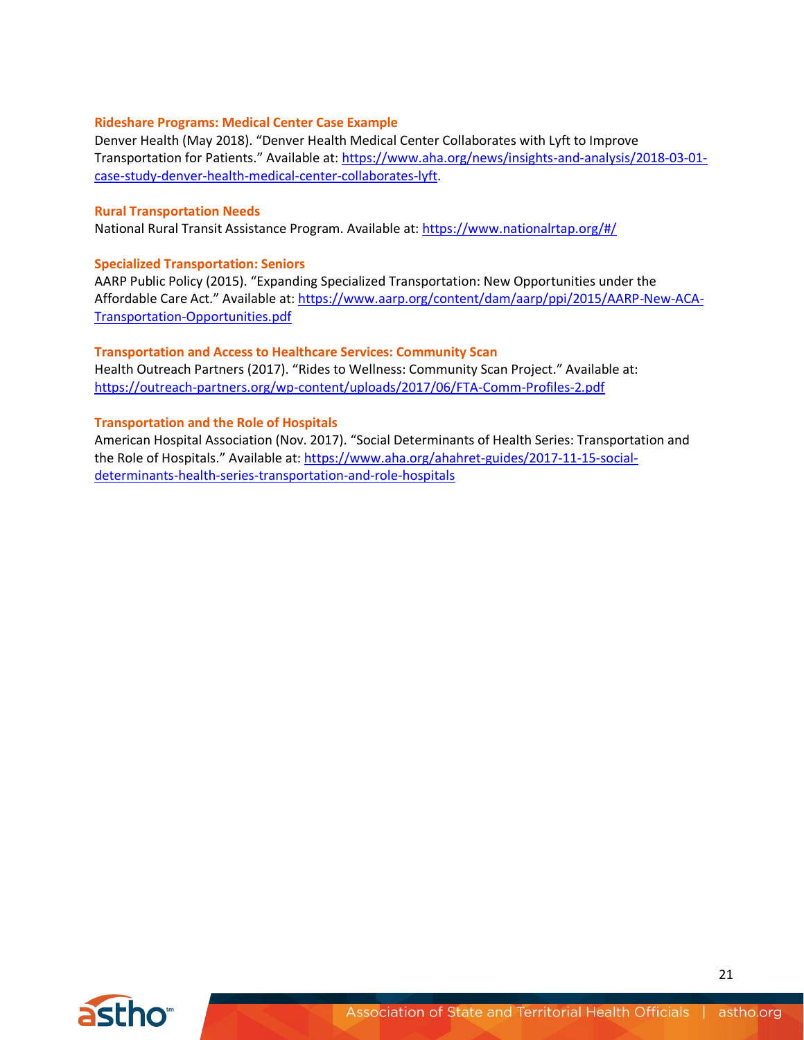**Rideshare Programs: Medical Center Case Example**

Denver Health (May 2018). "Denver Health Medical Center Collaborates with Lyft to Improve Transportation for Patients." Available at: https://www.aha.org/news/insights-and-analysis/2018-03-01-case-study-denver-health-medical-center-collaborates-lyft.

**Rural Transportation Needs**

National Rural Transit Assistance Program. Available at: https://www.nationalrtap.org/#/

**Specialized Transportation: Seniors**

AARP Public Policy (2015). "Expanding Specialized Transportation: New Opportunities under the Affordable Care Act." Available at: https://www.aarp.org/content/dam/aarp/ppi/2015/AARP-New-ACA-Transportation-Opportunities.pdf

**Transportation and Access to Healthcare Services: Community Scan**

Health Outreach Partners (2017). "Rides to Wellness: Community Scan Project." Available at: https://outreach-partners.org/wp-content/uploads/2017/06/FTA-Comm-Profiles-2.pdf

**Transportation and the Role of Hospitals**

American Hospital Association (Nov. 2017). "Social Determinants of Health Series: Transportation and the Role of Hospitals." Available at: https://www.aha.org/ahahret-guides/2017-11-15-social-determinants-health-series-transportation-and-role-hospitals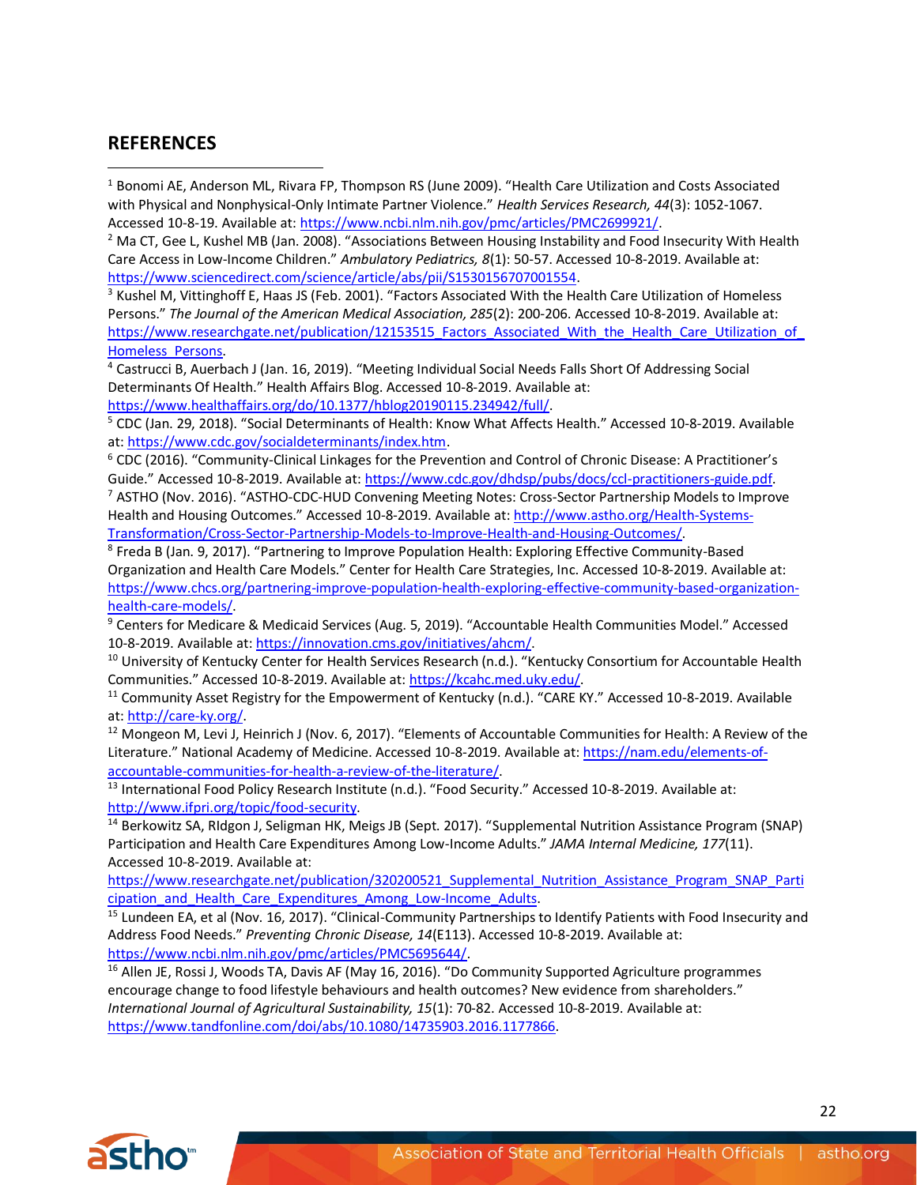## REFERENCES

[1] Bonomi AE, Anderson ML, Rivara FP, Thompson RS (June 2009). "Health Care Utilization and Costs Associated with Physical and Nonphysical-Only Intimate Partner Violence." *Health Services Research, 44*(3): 1052-1067. Accessed 10-8-19. Available at: https://www.ncbi.nlm.nih.gov/pmc/articles/PMC2699921/.

[2] Ma CT, Gee L, Kushel MB (Jan. 2008). "Associations Between Housing Instability and Food Insecurity With Health Care Access in Low-Income Children." *Ambulatory Pediatrics, 8*(1): 50-57. Accessed 10-8-2019. Available at: https://www.sciencedirect.com/science/article/abs/pii/S1530156707001554.

[3] Kushel M, Vittinghoff E, Haas JS (Feb. 2001). "Factors Associated With the Health Care Utilization of Homeless Persons." *The Journal of the American Medical Association, 285*(2): 200-206. Accessed 10-8-2019. Available at: https://www.researchgate.net/publication/12153515_Factors_Associated_With_the_Health_Care_Utilization_of_Homeless_Persons.

[4] Castrucci B, Auerbach J (Jan. 16, 2019). "Meeting Individual Social Needs Falls Short Of Addressing Social Determinants Of Health." Health Affairs Blog. Accessed 10-8-2019. Available at: https://www.healthaffairs.org/do/10.1377/hblog20190115.234942/full/.

[5] CDC (Jan. 29, 2018). "Social Determinants of Health: Know What Affects Health." Accessed 10-8-2019. Available at: https://www.cdc.gov/socialdeterminants/index.htm.

[6] CDC (2016). "Community-Clinical Linkages for the Prevention and Control of Chronic Disease: A Practitioner's Guide." Accessed 10-8-2019. Available at: https://www.cdc.gov/dhdsp/pubs/docs/ccl-practitioners-guide.pdf.

[7] ASTHO (Nov. 2016). "ASTHO-CDC-HUD Convening Meeting Notes: Cross-Sector Partnership Models to Improve Health and Housing Outcomes." Accessed 10-8-2019. Available at: http://www.astho.org/Health-Systems-Transformation/Cross-Sector-Partnership-Models-to-Improve-Health-and-Housing-Outcomes/.

[8] Freda B (Jan. 9, 2017). "Partnering to Improve Population Health: Exploring Effective Community-Based Organization and Health Care Models." Center for Health Care Strategies, Inc. Accessed 10-8-2019. Available at: https://www.chcs.org/partnering-improve-population-health-exploring-effective-community-based-organization-health-care-models/.

[9] Centers for Medicare & Medicaid Services (Aug. 5, 2019). "Accountable Health Communities Model." Accessed 10-8-2019. Available at: https://innovation.cms.gov/initiatives/ahcm/.

[10] University of Kentucky Center for Health Services Research (n.d.). "Kentucky Consortium for Accountable Health Communities." Accessed 10-8-2019. Available at: https://kcahc.med.uky.edu/.

[11] Community Asset Registry for the Empowerment of Kentucky (n.d.). "CARE KY." Accessed 10-8-2019. Available at: http://care-ky.org/.

[12] Mongeon M, Levi J, Heinrich J (Nov. 6, 2017). "Elements of Accountable Communities for Health: A Review of the Literature." National Academy of Medicine. Accessed 10-8-2019. Available at: https://nam.edu/elements-of-accountable-communities-for-health-a-review-of-the-literature/.

[13] International Food Policy Research Institute (n.d.). "Food Security." Accessed 10-8-2019. Available at: http://www.ifpri.org/topic/food-security.

[14] Berkowitz SA, RIdgon J, Seligman HK, Meigs JB (Sept. 2017). "Supplemental Nutrition Assistance Program (SNAP) Participation and Health Care Expenditures Among Low-Income Adults." *JAMA Internal Medicine, 177*(11). Accessed 10-8-2019. Available at: https://www.researchgate.net/publication/320200521_Supplemental_Nutrition_Assistance_Program_SNAP_Participation_and_Health_Care_Expenditures_Among_Low-Income_Adults.

[15] Lundeen EA, et al (Nov. 16, 2017). "Clinical-Community Partnerships to Identify Patients with Food Insecurity and Address Food Needs." *Preventing Chronic Disease, 14*(E113). Accessed 10-8-2019. Available at: https://www.ncbi.nlm.nih.gov/pmc/articles/PMC5695644/.

[16] Allen JE, Rossi J, Woods TA, Davis AF (May 16, 2016). "Do Community Supported Agriculture programmes encourage change to food lifestyle behaviours and health outcomes? New evidence from shareholders." *International Journal of Agricultural Sustainability, 15*(1): 70-82. Accessed 10-8-2019. Available at: https://www.tandfonline.com/doi/abs/10.1080/14735903.2016.1177866.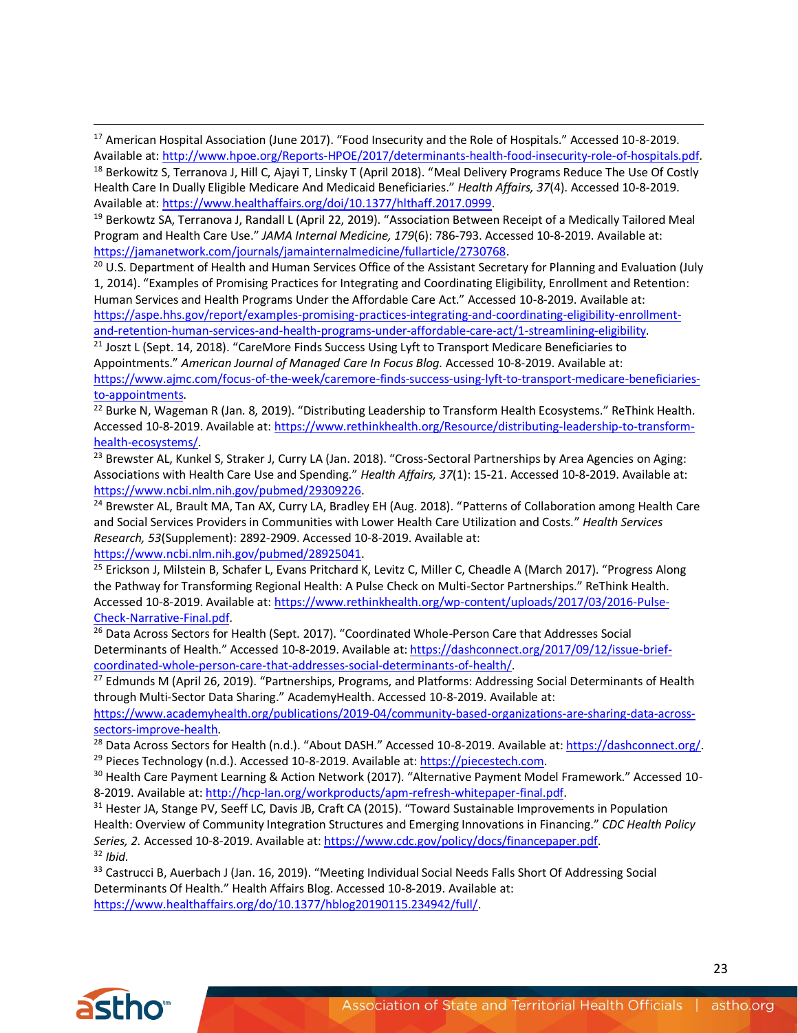[17] American Hospital Association (June 2017). "Food Insecurity and the Role of Hospitals." Accessed 10-8-2019. Available at: http://www.hpoe.org/Reports-HPOE/2017/determinants-health-food-insecurity-role-of-hospitals.pdf.

[18] Berkowitz S, Terranova J, Hill C, Ajayi T, Linsky T (April 2018). "Meal Delivery Programs Reduce The Use Of Costly Health Care In Dually Eligible Medicare And Medicaid Beneficiaries." *Health Affairs, 37*(4). Accessed 10-8-2019. Available at: https://www.healthaffairs.org/doi/10.1377/hlthaff.2017.0999.

[19] Berkowtz SA, Terranova J, Randall L (April 22, 2019). "Association Between Receipt of a Medically Tailored Meal Program and Health Care Use." *JAMA Internal Medicine, 179*(6): 786-793. Accessed 10-8-2019. Available at: https://jamanetwork.com/journals/jamainternalmedicine/fullarticle/2730768.

[20] U.S. Department of Health and Human Services Office of the Assistant Secretary for Planning and Evaluation (July 1, 2014). "Examples of Promising Practices for Integrating and Coordinating Eligibility, Enrollment and Retention: Human Services and Health Programs Under the Affordable Care Act." Accessed 10-8-2019. Available at: https://aspe.hhs.gov/report/examples-promising-practices-integrating-and-coordinating-eligibility-enrollment-and-retention-human-services-and-health-programs-under-affordable-care-act/1-streamlining-eligibility.

[21] Joszt L (Sept. 14, 2018). "CareMore Finds Success Using Lyft to Transport Medicare Beneficiaries to Appointments." *American Journal of Managed Care In Focus Blog.* Accessed 10-8-2019. Available at: https://www.ajmc.com/focus-of-the-week/caremore-finds-success-using-lyft-to-transport-medicare-beneficiaries-to-appointments.

[22] Burke N, Wageman R (Jan. 8, 2019). "Distributing Leadership to Transform Health Ecosystems." ReThink Health. Accessed 10-8-2019. Available at: https://www.rethinkhealth.org/Resource/distributing-leadership-to-transform-health-ecosystems/.

[23] Brewster AL, Kunkel S, Straker J, Curry LA (Jan. 2018). "Cross-Sectoral Partnerships by Area Agencies on Aging: Associations with Health Care Use and Spending." *Health Affairs, 37*(1): 15-21. Accessed 10-8-2019. Available at: https://www.ncbi.nlm.nih.gov/pubmed/29309226.

[24] Brewster AL, Brault MA, Tan AX, Curry LA, Bradley EH (Aug. 2018). "Patterns of Collaboration among Health Care and Social Services Providers in Communities with Lower Health Care Utilization and Costs." *Health Services Research, 53*(Supplement): 2892-2909. Accessed 10-8-2019. Available at: https://www.ncbi.nlm.nih.gov/pubmed/28925041.

[25] Erickson J, Milstein B, Schafer L, Evans Pritchard K, Levitz C, Miller C, Cheadle A (March 2017). "Progress Along the Pathway for Transforming Regional Health: A Pulse Check on Multi-Sector Partnerships." ReThink Health. Accessed 10-8-2019. Available at: https://www.rethinkhealth.org/wp-content/uploads/2017/03/2016-Pulse-Check-Narrative-Final.pdf.

[26] Data Across Sectors for Health (Sept. 2017). "Coordinated Whole-Person Care that Addresses Social Determinants of Health." Accessed 10-8-2019. Available at: https://dashconnect.org/2017/09/12/issue-brief-coordinated-whole-person-care-that-addresses-social-determinants-of-health/.

[27] Edmunds M (April 26, 2019). "Partnerships, Programs, and Platforms: Addressing Social Determinants of Health through Multi-Sector Data Sharing." AcademyHealth. Accessed 10-8-2019. Available at: https://www.academyhealth.org/publications/2019-04/community-based-organizations-are-sharing-data-across-sectors-improve-health.

[28] Data Across Sectors for Health (n.d.). "About DASH." Accessed 10-8-2019. Available at: https://dashconnect.org/.

[29] Pieces Technology (n.d.). Accessed 10-8-2019. Available at: https://piecestech.com.

[30] Health Care Payment Learning & Action Network (2017). "Alternative Payment Model Framework." Accessed 10-8-2019. Available at: http://hcp-lan.org/workproducts/apm-refresh-whitepaper-final.pdf.

[31] Hester JA, Stange PV, Seeff LC, Davis JB, Craft CA (2015). "Toward Sustainable Improvements in Population Health: Overview of Community Integration Structures and Emerging Innovations in Financing." *CDC Health Policy Series, 2.* Accessed 10-8-2019. Available at: https://www.cdc.gov/policy/docs/financepaper.pdf.

[32] *Ibid.*

[33] Castrucci B, Auerbach J (Jan. 16, 2019). "Meeting Individual Social Needs Falls Short Of Addressing Social Determinants Of Health." Health Affairs Blog. Accessed 10-8-2019. Available at: https://www.healthaffairs.org/do/10.1377/hblog20190115.234942/full/.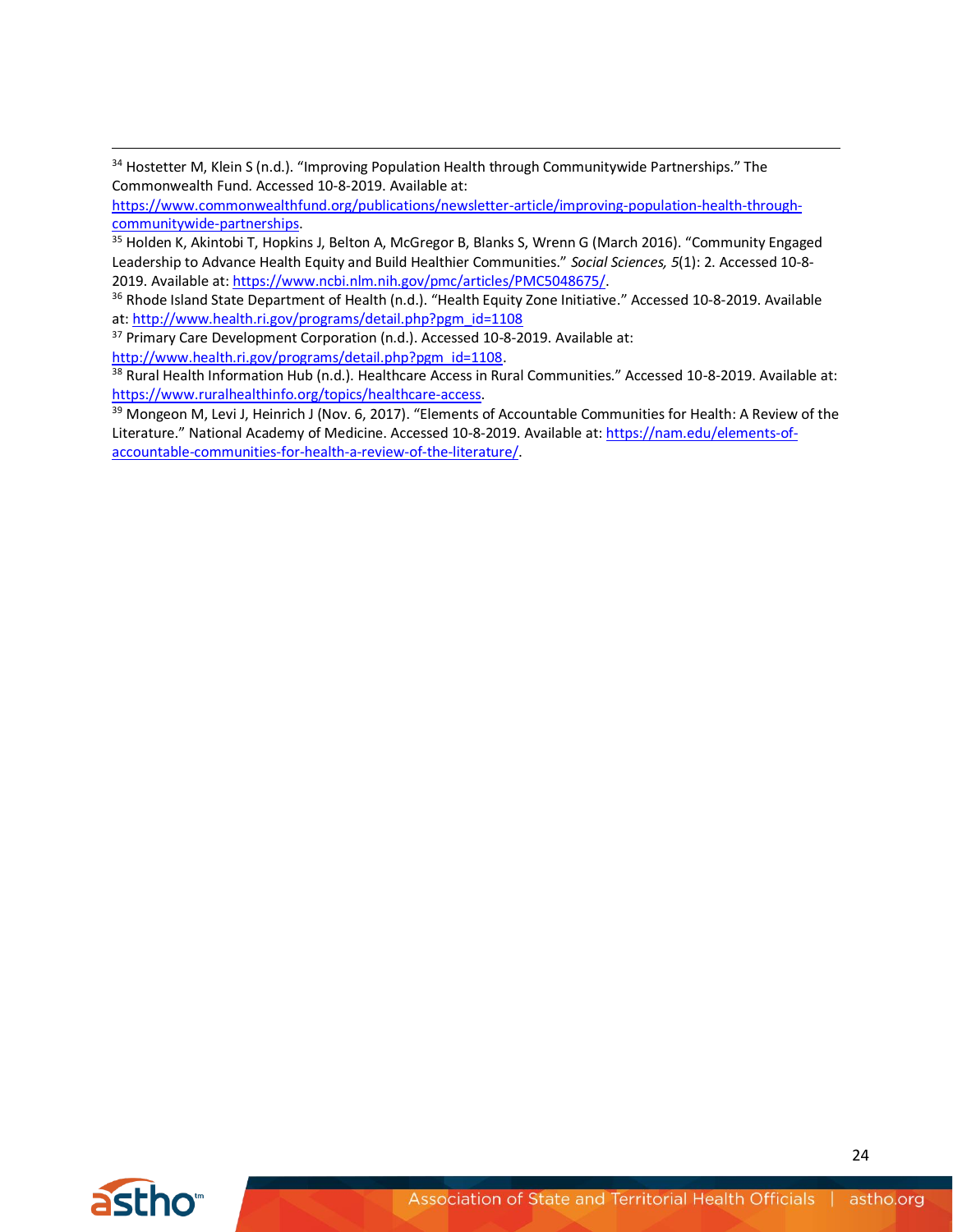[34] Hostetter M, Klein S (n.d.). "Improving Population Health through Communitywide Partnerships." The Commonwealth Fund. Accessed 10-8-2019. Available at: https://www.commonwealthfund.org/publications/newsletter-article/improving-population-health-through-communitywide-partnerships.

[35] Holden K, Akintobi T, Hopkins J, Belton A, McGregor B, Blanks S, Wrenn G (March 2016). "Community Engaged Leadership to Advance Health Equity and Build Healthier Communities." *Social Sciences, 5*(1): 2. Accessed 10-8-2019. Available at: https://www.ncbi.nlm.nih.gov/pmc/articles/PMC5048675/.

[36] Rhode Island State Department of Health (n.d.). "Health Equity Zone Initiative." Accessed 10-8-2019. Available at: http://www.health.ri.gov/programs/detail.php?pgm_id=1108

[37] Primary Care Development Corporation (n.d.). Accessed 10-8-2019. Available at: http://www.health.ri.gov/programs/detail.php?pgm_id=1108.

[38] Rural Health Information Hub (n.d.). Healthcare Access in Rural Communities." Accessed 10-8-2019. Available at: https://www.ruralhealthinfo.org/topics/healthcare-access.

[39] Mongeon M, Levi J, Heinrich J (Nov. 6, 2017). "Elements of Accountable Communities for Health: A Review of the Literature." National Academy of Medicine. Accessed 10-8-2019. Available at: https://nam.edu/elements-of-accountable-communities-for-health-a-review-of-the-literature/.